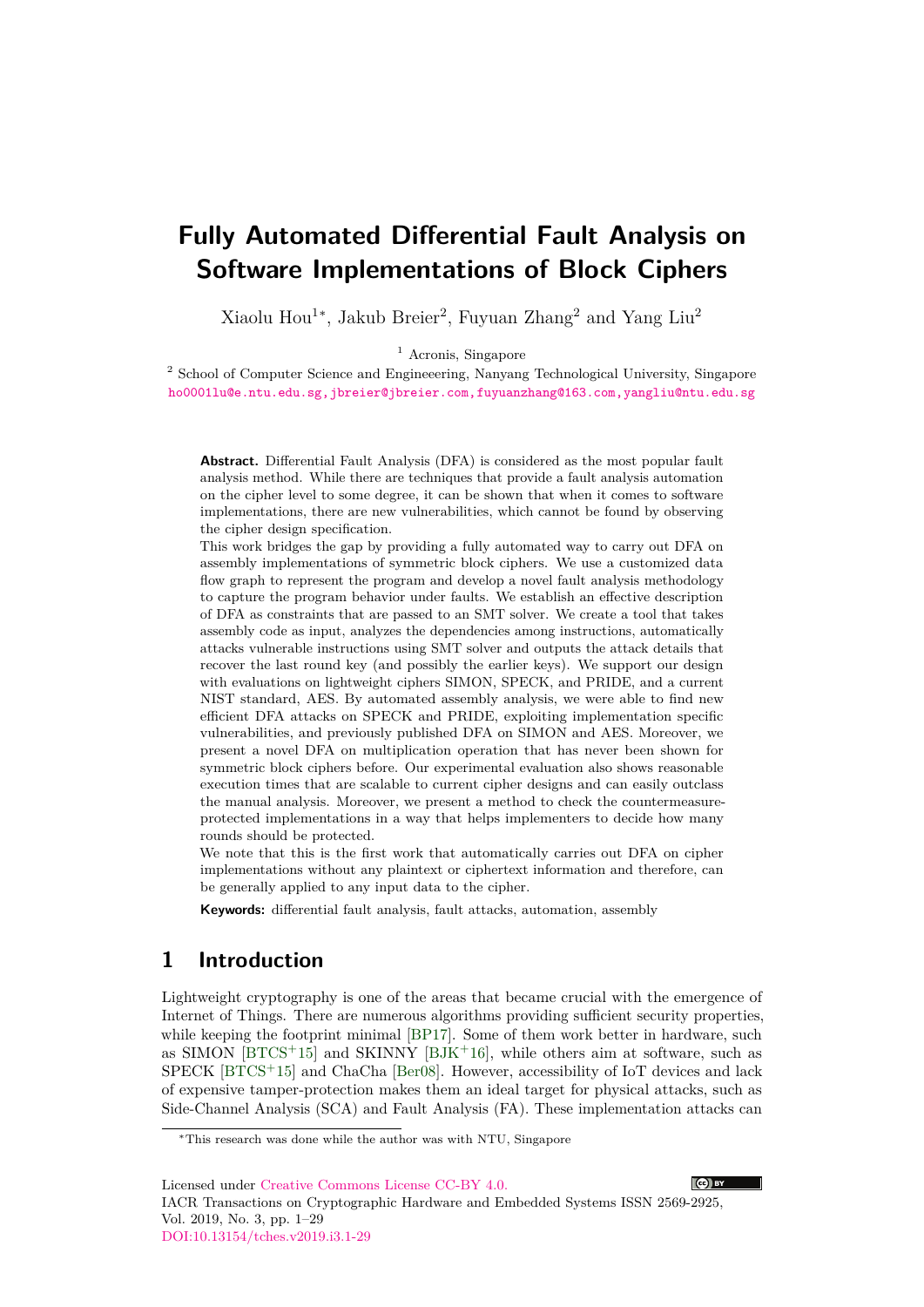# Fully Automated Differential Fault Analysis on Software Implementations of Block Ciphers

Xiaolu Hou[1]*, Jakub Breier[2], Fuyuan Zhang[2] and Yang Liu[2]

[1] Acronis, Singapore

[2] School of Computer Science and Engineeering, Nanyang Technological University, Singapore

ho0001lu@e.ntu.edu.sg,jbreier@jbreier.com,fuyuanzhang@163.com,yangliu@ntu.edu.sg

**Abstract.** Differential Fault Analysis (DFA) is considered as the most popular fault analysis method. While there are techniques that provide a fault analysis automation on the cipher level to some degree, it can be shown that when it comes to software implementations, there are new vulnerabilities, which cannot be found by observing the cipher design specification.

This work bridges the gap by providing a fully automated way to carry out DFA on assembly implementations of symmetric block ciphers. We use a customized data flow graph to represent the program and develop a novel fault analysis methodology to capture the program behavior under faults. We establish an effective description of DFA as constraints that are passed to an SMT solver. We create a tool that takes assembly code as input, analyzes the dependencies among instructions, automatically attacks vulnerable instructions using SMT solver and outputs the attack details that recover the last round key (and possibly the earlier keys). We support our design with evaluations on lightweight ciphers SIMON, SPECK, and PRIDE, and a current NIST standard, AES. By automated assembly analysis, we were able to find new efficient DFA attacks on SPECK and PRIDE, exploiting implementation specific vulnerabilities, and previously published DFA on SIMON and AES. Moreover, we present a novel DFA on multiplication operation that has never been shown for symmetric block ciphers before. Our experimental evaluation also shows reasonable execution times that are scalable to current cipher designs and can easily outclass the manual analysis. Moreover, we present a method to check the countermeasure-protected implementations in a way that helps implementers to decide how many rounds should be protected.

We note that this is the first work that automatically carries out DFA on cipher implementations without any plaintext or ciphertext information and therefore, can be generally applied to any input data to the cipher.

**Keywords:** differential fault analysis, fault attacks, automation, assembly

## 1 Introduction

Lightweight cryptography is one of the areas that became crucial with the emergence of Internet of Things. There are numerous algorithms providing sufficient security properties, while keeping the footprint minimal [BP17]. Some of them work better in hardware, such as SIMON [BTCS+15] and SKINNY [BJK+16], while others aim at software, such as SPECK [BTCS+15] and ChaCha [Ber08]. However, accessibility of IoT devices and lack of expensive tamper-protection makes them an ideal target for physical attacks, such as Side-Channel Analysis (SCA) and Fault Analysis (FA). These implementation attacks can

*This research was done while the author was with NTU, Singapore

Licensed under Creative Commons License CC-BY 4.0.

IACR Transactions on Cryptographic Hardware and Embedded Systems ISSN 2569-2925, Vol. 2019, No. 3, pp. 1–29

DOI:10.13154/tches.v2019.i3.1-29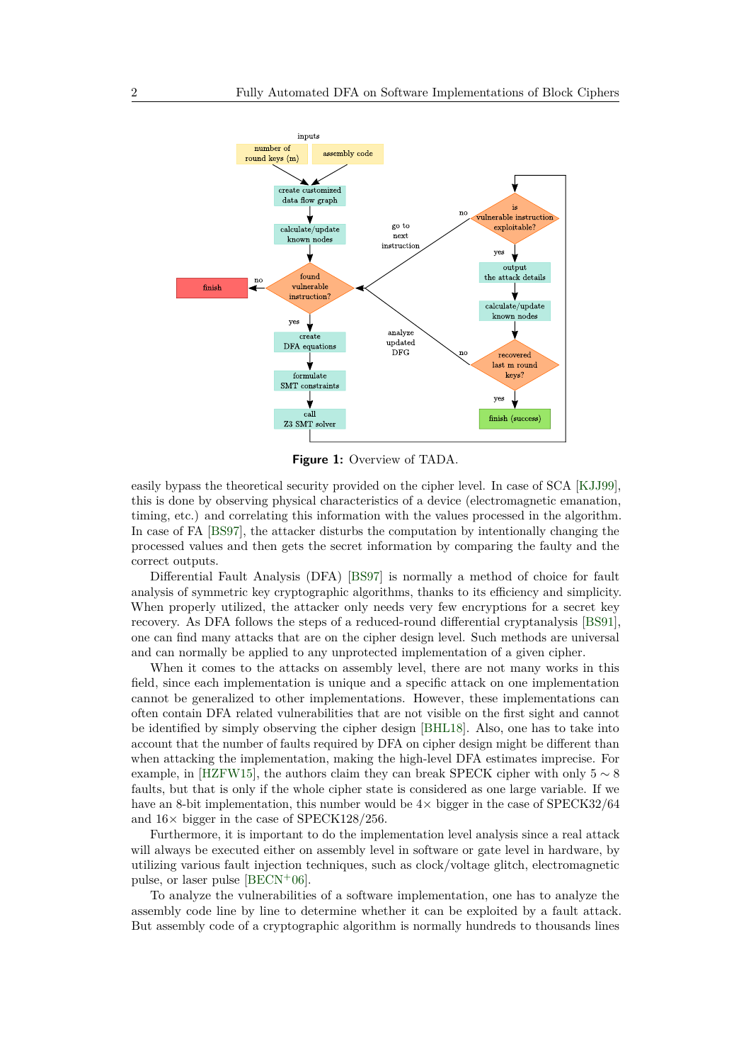**Figure 1:** Overview of TADA.

easily bypass the theoretical security provided on the cipher level. In case of SCA [KJJ99], this is done by observing physical characteristics of a device (electromagnetic emanation, timing, etc.) and correlating this information with the values processed in the algorithm. In case of FA [BS97], the attacker disturbs the computation by intentionally changing the processed values and then gets the secret information by comparing the faulty and the correct outputs.

Differential Fault Analysis (DFA) [BS97] is normally a method of choice for fault analysis of symmetric key cryptographic algorithms, thanks to its efficiency and simplicity. When properly utilized, the attacker only needs very few encryptions for a secret key recovery. As DFA follows the steps of a reduced-round differential cryptanalysis [BS91], one can find many attacks that are on the cipher design level. Such methods are universal and can normally be applied to any unprotected implementation of a given cipher.

When it comes to the attacks on assembly level, there are not many works in this field, since each implementation is unique and a specific attack on one implementation cannot be generalized to other implementations. However, these implementations can often contain DFA related vulnerabilities that are not visible on the first sight and cannot be identified by simply observing the cipher design [BHL18]. Also, one has to take into account that the number of faults required by DFA on cipher design might be different than when attacking the implementation, making the high-level DFA estimates imprecise. For example, in [HZFW15], the authors claim they can break SPECK cipher with only $5 \sim 8$ faults, but that is only if the whole cipher state is considered as one large variable. If we have an 8-bit implementation, this number would be $4\times$ bigger in the case of SPECK32/64 and $16\times$ bigger in the case of SPECK128/256.

Furthermore, it is important to do the implementation level analysis since a real attack will always be executed either on assembly level in software or gate level in hardware, by utilizing various fault injection techniques, such as clock/voltage glitch, electromagnetic pulse, or laser pulse [BECN+06].

To analyze the vulnerabilities of a software implementation, one has to analyze the assembly code line by line to determine whether it can be exploited by a fault attack. But assembly code of a cryptographic algorithm is normally hundreds to thousands lines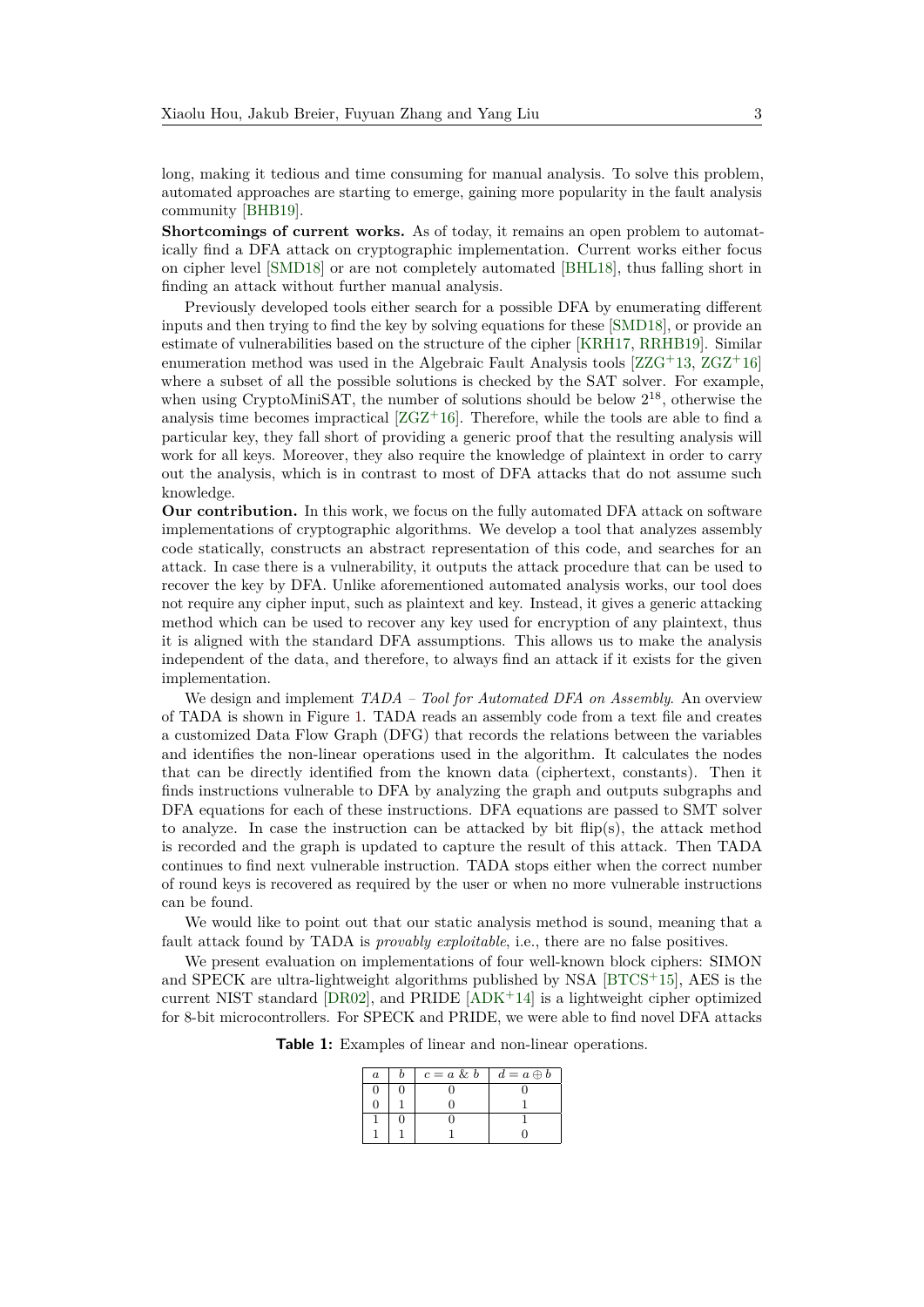long, making it tedious and time consuming for manual analysis. To solve this problem, automated approaches are starting to emerge, gaining more popularity in the fault analysis community [BHB19].

**Shortcomings of current works.** As of today, it remains an open problem to automatically find a DFA attack on cryptographic implementation. Current works either focus on cipher level [SMD18] or are not completely automated [BHL18], thus falling short in finding an attack without further manual analysis.

Previously developed tools either search for a possible DFA by enumerating different inputs and then trying to find the key by solving equations for these [SMD18], or provide an estimate of vulnerabilities based on the structure of the cipher [KRH17, RRHB19]. Similar enumeration method was used in the Algebraic Fault Analysis tools [ZZG+13, ZGZ+16] where a subset of all the possible solutions is checked by the SAT solver. For example, when using CryptoMiniSAT, the number of solutions should be below $2^{18}$, otherwise the analysis time becomes impractical [ZGZ+16]. Therefore, while the tools are able to find a particular key, they fall short of providing a generic proof that the resulting analysis will work for all keys. Moreover, they also require the knowledge of plaintext in order to carry out the analysis, which is in contrast to most of DFA attacks that do not assume such knowledge.

**Our contribution.** In this work, we focus on the fully automated DFA attack on software implementations of cryptographic algorithms. We develop a tool that analyzes assembly code statically, constructs an abstract representation of this code, and searches for an attack. In case there is a vulnerability, it outputs the attack procedure that can be used to recover the key by DFA. Unlike aforementioned automated analysis works, our tool does not require any cipher input, such as plaintext and key. Instead, it gives a generic attacking method which can be used to recover any key used for encryption of any plaintext, thus it is aligned with the standard DFA assumptions. This allows us to make the analysis independent of the data, and therefore, to always find an attack if it exists for the given implementation.

We design and implement *TADA – Tool for Automated DFA on Assembly*. An overview of TADA is shown in Figure 1. TADA reads an assembly code from a text file and creates a customized Data Flow Graph (DFG) that records the relations between the variables and identifies the non-linear operations used in the algorithm. It calculates the nodes that can be directly identified from the known data (ciphertext, constants). Then it finds instructions vulnerable to DFA by analyzing the graph and outputs subgraphs and DFA equations for each of these instructions. DFA equations are passed to SMT solver to analyze. In case the instruction can be attacked by bit flip(s), the attack method is recorded and the graph is updated to capture the result of this attack. Then TADA continues to find next vulnerable instruction. TADA stops either when the correct number of round keys is recovered as required by the user or when no more vulnerable instructions can be found.

We would like to point out that our static analysis method is sound, meaning that a fault attack found by TADA is *provably exploitable*, i.e., there are no false positives.

We present evaluation on implementations of four well-known block ciphers: SIMON and SPECK are ultra-lightweight algorithms published by NSA [BTCS+15], AES is the current NIST standard [DR02], and PRIDE [ADK+14] is a lightweight cipher optimized for 8-bit microcontrollers. For SPECK and PRIDE, we were able to find novel DFA attacks

**Table 1:** Examples of linear and non-linear operations.

| $a$ | $b$ | $c = a \ \& \ b$ | $d = a \oplus b$ |
|---|---|---|---|
| 0 | 0 | 0 | 0 |
| 0 | 1 | 0 | 1 |
| 1 | 0 | 0 | 1 |
| 1 | 1 | 1 | 0 |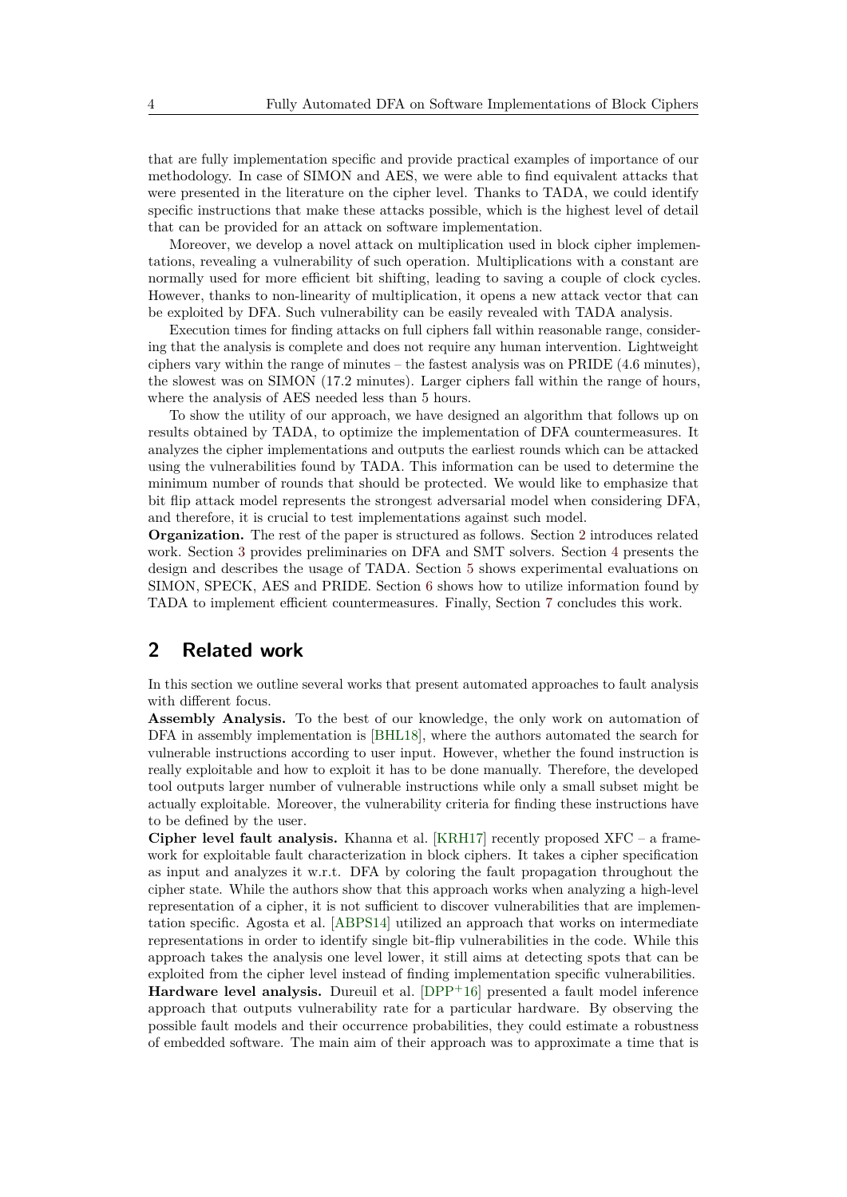that are fully implementation specific and provide practical examples of importance of our methodology. In case of SIMON and AES, we were able to find equivalent attacks that were presented in the literature on the cipher level. Thanks to TADA, we could identify specific instructions that make these attacks possible, which is the highest level of detail that can be provided for an attack on software implementation.

Moreover, we develop a novel attack on multiplication used in block cipher implementations, revealing a vulnerability of such operation. Multiplications with a constant are normally used for more efficient bit shifting, leading to saving a couple of clock cycles. However, thanks to non-linearity of multiplication, it opens a new attack vector that can be exploited by DFA. Such vulnerability can be easily revealed with TADA analysis.

Execution times for finding attacks on full ciphers fall within reasonable range, considering that the analysis is complete and does not require any human intervention. Lightweight ciphers vary within the range of minutes – the fastest analysis was on PRIDE (4.6 minutes), the slowest was on SIMON (17.2 minutes). Larger ciphers fall within the range of hours, where the analysis of AES needed less than 5 hours.

To show the utility of our approach, we have designed an algorithm that follows up on results obtained by TADA, to optimize the implementation of DFA countermeasures. It analyzes the cipher implementations and outputs the earliest rounds which can be attacked using the vulnerabilities found by TADA. This information can be used to determine the minimum number of rounds that should be protected. We would like to emphasize that bit flip attack model represents the strongest adversarial model when considering DFA, and therefore, it is crucial to test implementations against such model.

**Organization.** The rest of the paper is structured as follows. Section 2 introduces related work. Section 3 provides preliminaries on DFA and SMT solvers. Section 4 presents the design and describes the usage of TADA. Section 5 shows experimental evaluations on SIMON, SPECK, AES and PRIDE. Section 6 shows how to utilize information found by TADA to implement efficient countermeasures. Finally, Section 7 concludes this work.

## 2 Related work

In this section we outline several works that present automated approaches to fault analysis with different focus.

**Assembly Analysis.** To the best of our knowledge, the only work on automation of DFA in assembly implementation is [BHL18], where the authors automated the search for vulnerable instructions according to user input. However, whether the found instruction is really exploitable and how to exploit it has to be done manually. Therefore, the developed tool outputs larger number of vulnerable instructions while only a small subset might be actually exploitable. Moreover, the vulnerability criteria for finding these instructions have to be defined by the user.

**Cipher level fault analysis.** Khanna et al. [KRH17] recently proposed XFC – a framework for exploitable fault characterization in block ciphers. It takes a cipher specification as input and analyzes it w.r.t. DFA by coloring the fault propagation throughout the cipher state. While the authors show that this approach works when analyzing a high-level representation of a cipher, it is not sufficient to discover vulnerabilities that are implementation specific. Agosta et al. [ABPS14] utilized an approach that works on intermediate representations in order to identify single bit-flip vulnerabilities in the code. While this approach takes the analysis one level lower, it still aims at detecting spots that can be exploited from the cipher level instead of finding implementation specific vulnerabilities.

**Hardware level analysis.** Dureuil et al. [DPP+16] presented a fault model inference approach that outputs vulnerability rate for a particular hardware. By observing the possible fault models and their occurrence probabilities, they could estimate a robustness of embedded software. The main aim of their approach was to approximate a time that is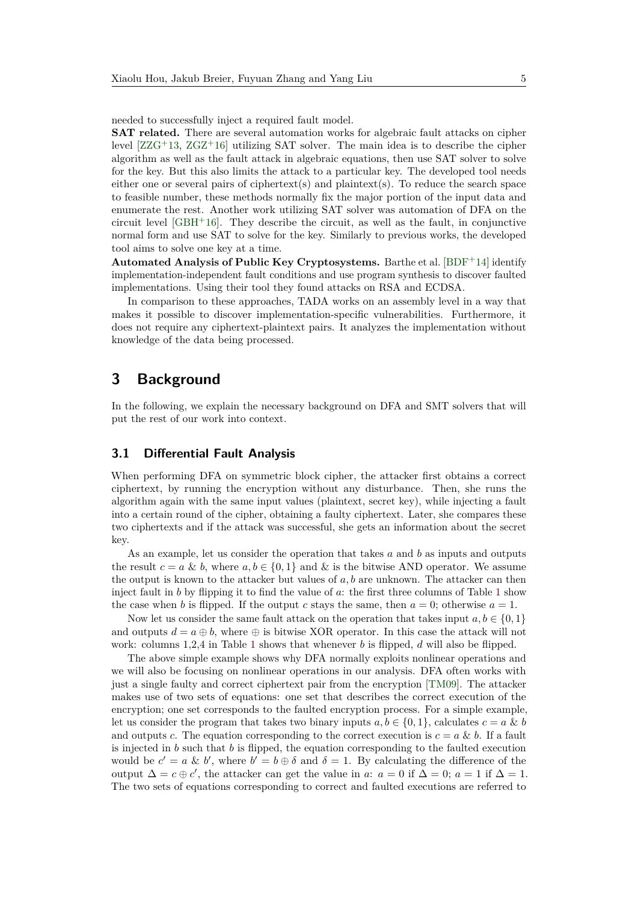needed to successfully inject a required fault model.

**SAT related.** There are several automation works for algebraic fault attacks on cipher level [ZZG+13, ZGZ+16] utilizing SAT solver. The main idea is to describe the cipher algorithm as well as the fault attack in algebraic equations, then use SAT solver to solve for the key. But this also limits the attack to a particular key. The developed tool needs either one or several pairs of ciphertext(s) and plaintext(s). To reduce the search space to feasible number, these methods normally fix the major portion of the input data and enumerate the rest. Another work utilizing SAT solver was automation of DFA on the circuit level [GBH+16]. They describe the circuit, as well as the fault, in conjunctive normal form and use SAT to solve for the key. Similarly to previous works, the developed tool aims to solve one key at a time.

**Automated Analysis of Public Key Cryptosystems.** Barthe et al. [BDF+14] identify implementation-independent fault conditions and use program synthesis to discover faulted implementations. Using their tool they found attacks on RSA and ECDSA.

In comparison to these approaches, TADA works on an assembly level in a way that makes it possible to discover implementation-specific vulnerabilities. Furthermore, it does not require any ciphertext-plaintext pairs. It analyzes the implementation without knowledge of the data being processed.

## 3 Background

In the following, we explain the necessary background on DFA and SMT solvers that will put the rest of our work into context.

### 3.1 Differential Fault Analysis

When performing DFA on symmetric block cipher, the attacker first obtains a correct ciphertext, by running the encryption without any disturbance. Then, she runs the algorithm again with the same input values (plaintext, secret key), while injecting a fault into a certain round of the cipher, obtaining a faulty ciphertext. Later, she compares these two ciphertexts and if the attack was successful, she gets an information about the secret key.

As an example, let us consider the operation that takes $a$ and $b$ as inputs and outputs the result $c = a \mathbin{\&} b$, where $a, b \in \{0, 1\}$ and & is the bitwise AND operator. We assume the output is known to the attacker but values of $a, b$ are unknown. The attacker can then inject fault in $b$ by flipping it to find the value of $a$: the first three columns of Table 1 show the case when $b$ is flipped. If the output $c$ stays the same, then $a = 0$; otherwise $a = 1$.

Now let us consider the same fault attack on the operation that takes input $a, b \in \{0, 1\}$ and outputs $d = a \oplus b$, where $\oplus$ is bitwise XOR operator. In this case the attack will not work: columns 1,2,4 in Table 1 shows that whenever $b$ is flipped, $d$ will also be flipped.

The above simple example shows why DFA normally exploits nonlinear operations and we will also be focusing on nonlinear operations in our analysis. DFA often works with just a single faulty and correct ciphertext pair from the encryption [TM09]. The attacker makes use of two sets of equations: one set that describes the correct execution of the encryption; one set corresponds to the faulted encryption process. For a simple example, let us consider the program that takes two binary inputs $a, b \in \{0, 1\}$, calculates $c = a \mathbin{\&} b$ and outputs $c$. The equation corresponding to the correct execution is $c = a \mathbin{\&} b$. If a fault is injected in $b$ such that $b$ is flipped, the equation corresponding to the faulted execution would be $c' = a \mathbin{\&} b'$, where $b' = b \oplus \delta$ and $\delta = 1$. By calculating the difference of the output $\Delta = c \oplus c'$, the attacker can get the value in $a$: $a = 0$ if $\Delta = 0$; $a = 1$ if $\Delta = 1$. The two sets of equations corresponding to correct and faulted executions are referred to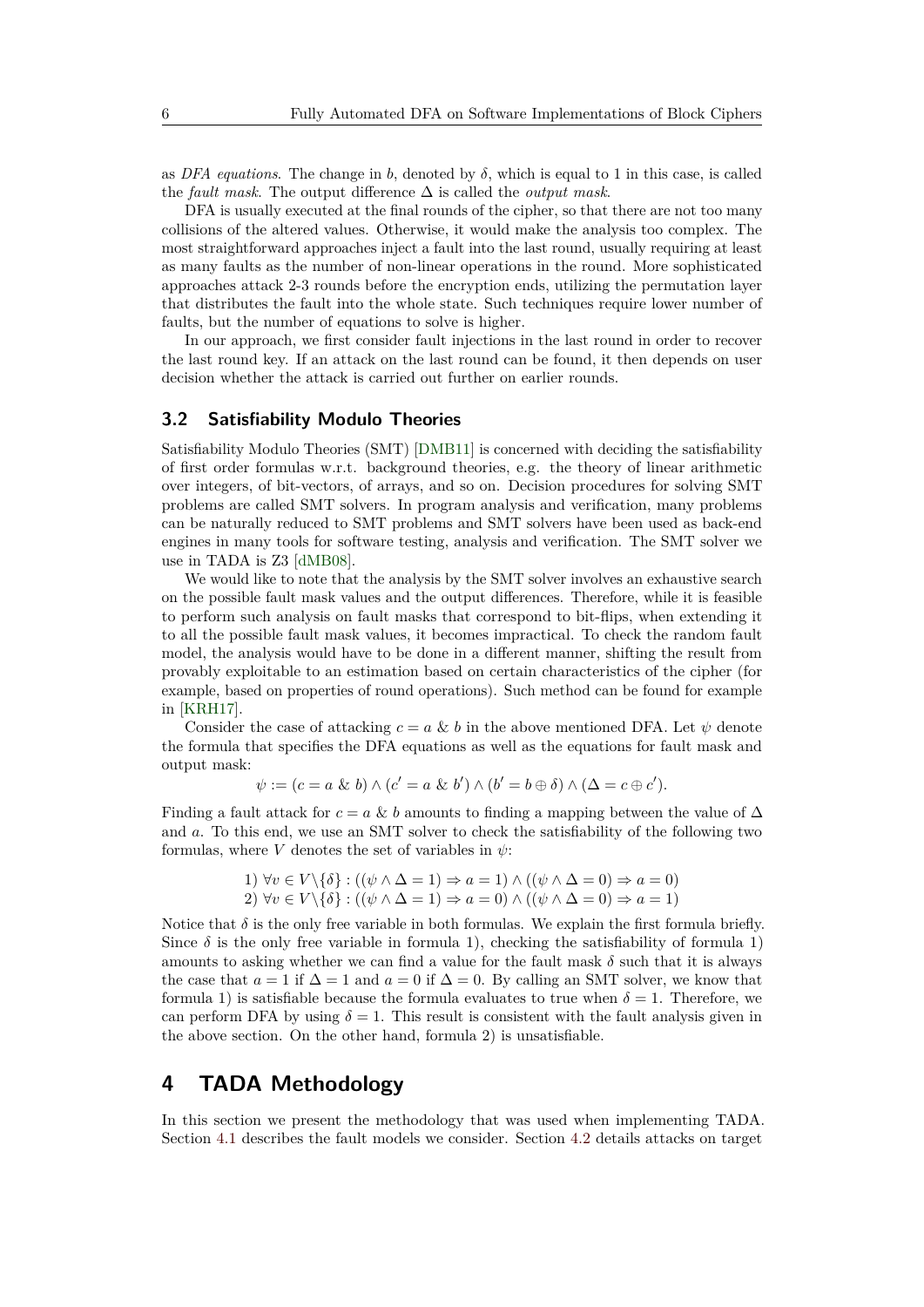as *DFA equations*. The change in $b$, denoted by $\delta$, which is equal to 1 in this case, is called the *fault mask*. The output difference $\Delta$ is called the *output mask*.

DFA is usually executed at the final rounds of the cipher, so that there are not too many collisions of the altered values. Otherwise, it would make the analysis too complex. The most straightforward approaches inject a fault into the last round, usually requiring at least as many faults as the number of non-linear operations in the round. More sophisticated approaches attack 2-3 rounds before the encryption ends, utilizing the permutation layer that distributes the fault into the whole state. Such techniques require lower number of faults, but the number of equations to solve is higher.

In our approach, we first consider fault injections in the last round in order to recover the last round key. If an attack on the last round can be found, it then depends on user decision whether the attack is carried out further on earlier rounds.

### 3.2 Satisfiability Modulo Theories

Satisfiability Modulo Theories (SMT) [DMB11] is concerned with deciding the satisfiability of first order formulas w.r.t. background theories, e.g. the theory of linear arithmetic over integers, of bit-vectors, of arrays, and so on. Decision procedures for solving SMT problems are called SMT solvers. In program analysis and verification, many problems can be naturally reduced to SMT problems and SMT solvers have been used as back-end engines in many tools for software testing, analysis and verification. The SMT solver we use in TADA is Z3 [dMB08].

We would like to note that the analysis by the SMT solver involves an exhaustive search on the possible fault mask values and the output differences. Therefore, while it is feasible to perform such analysis on fault masks that correspond to bit-flips, when extending it to all the possible fault mask values, it becomes impractical. To check the random fault model, the analysis would have to be done in a different manner, shifting the result from provably exploitable to an estimation based on certain characteristics of the cipher (for example, based on properties of round operations). Such method can be found for example in [KRH17].

Consider the case of attacking $c = a \mathbin{\&} b$ in the above mentioned DFA. Let $\psi$ denote the formula that specifies the DFA equations as well as the equations for fault mask and output mask:

$$\psi := (c = a \mathbin{\&} b) \wedge (c' = a \mathbin{\&} b') \wedge (b' = b \oplus \delta) \wedge (\Delta = c \oplus c').$$

Finding a fault attack for $c = a \mathbin{\&} b$ amounts to finding a mapping between the value of $\Delta$ and $a$. To this end, we use an SMT solver to check the satisfiability of the following two formulas, where $V$ denotes the set of variables in $\psi$:

$$\text{1) } \forall v \in V \backslash \{\delta\} : ((\psi \wedge \Delta = 1) \Rightarrow a = 1) \wedge ((\psi \wedge \Delta = 0) \Rightarrow a = 0)$$
$$\text{2) } \forall v \in V \backslash \{\delta\} : ((\psi \wedge \Delta = 1) \Rightarrow a = 0) \wedge ((\psi \wedge \Delta = 0) \Rightarrow a = 1)$$

Notice that $\delta$ is the only free variable in both formulas. We explain the first formula briefly. Since $\delta$ is the only free variable in formula 1), checking the satisfiability of formula 1) amounts to asking whether we can find a value for the fault mask $\delta$ such that it is always the case that $a = 1$ if $\Delta = 1$ and $a = 0$ if $\Delta = 0$. By calling an SMT solver, we know that formula 1) is satisfiable because the formula evaluates to true when $\delta = 1$. Therefore, we can perform DFA by using $\delta = 1$. This result is consistent with the fault analysis given in the above section. On the other hand, formula 2) is unsatisfiable.

## 4 TADA Methodology

In this section we present the methodology that was used when implementing TADA. Section 4.1 describes the fault models we consider. Section 4.2 details attacks on target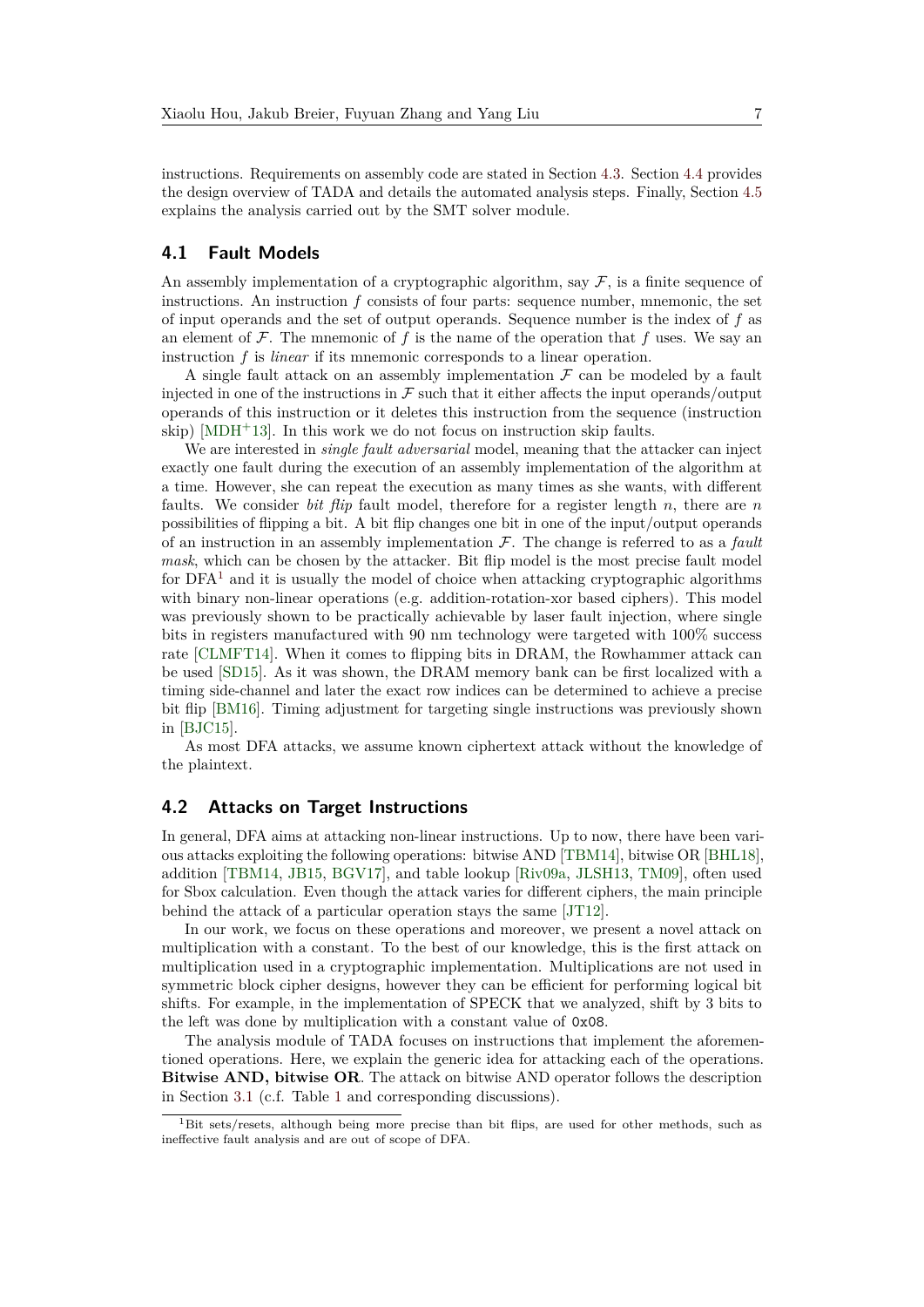instructions. Requirements on assembly code are stated in Section 4.3. Section 4.4 provides the design overview of TADA and details the automated analysis steps. Finally, Section 4.5 explains the analysis carried out by the SMT solver module.

## 4.1 Fault Models

An assembly implementation of a cryptographic algorithm, say $\mathcal{F}$, is a finite sequence of instructions. An instruction $f$ consists of four parts: sequence number, mnemonic, the set of input operands and the set of output operands. Sequence number is the index of $f$ as an element of $\mathcal{F}$. The mnemonic of $f$ is the name of the operation that $f$ uses. We say an instruction $f$ is *linear* if its mnemonic corresponds to a linear operation.

A single fault attack on an assembly implementation $\mathcal{F}$ can be modeled by a fault injected in one of the instructions in $\mathcal{F}$ such that it either affects the input operands/output operands of this instruction or it deletes this instruction from the sequence (instruction skip) [MDH+13]. In this work we do not focus on instruction skip faults.

We are interested in *single fault adversarial* model, meaning that the attacker can inject exactly one fault during the execution of an assembly implementation of the algorithm at a time. However, she can repeat the execution as many times as she wants, with different faults. We consider *bit flip* fault model, therefore for a register length $n$, there are $n$ possibilities of flipping a bit. A bit flip changes one bit in one of the input/output operands of an instruction in an assembly implementation $\mathcal{F}$. The change is referred to as a *fault mask*, which can be chosen by the attacker. Bit flip model is the most precise fault model for DFA[1] and it is usually the model of choice when attacking cryptographic algorithms with binary non-linear operations (e.g. addition-rotation-xor based ciphers). This model was previously shown to be practically achievable by laser fault injection, where single bits in registers manufactured with 90 nm technology were targeted with 100% success rate [CLMFT14]. When it comes to flipping bits in DRAM, the Rowhammer attack can be used [SD15]. As it was shown, the DRAM memory bank can be first localized with a timing side-channel and later the exact row indices can be determined to achieve a precise bit flip [BM16]. Timing adjustment for targeting single instructions was previously shown in [BJC15].

As most DFA attacks, we assume known ciphertext attack without the knowledge of the plaintext.

## 4.2 Attacks on Target Instructions

In general, DFA aims at attacking non-linear instructions. Up to now, there have been various attacks exploiting the following operations: bitwise AND [TBM14], bitwise OR [BHL18], addition [TBM14, JB15, BGV17], and table lookup [Riv09a, JLSH13, TM09], often used for Sbox calculation. Even though the attack varies for different ciphers, the main principle behind the attack of a particular operation stays the same [JT12].

In our work, we focus on these operations and moreover, we present a novel attack on multiplication with a constant. To the best of our knowledge, this is the first attack on multiplication used in a cryptographic implementation. Multiplications are not used in symmetric block cipher designs, however they can be efficient for performing logical bit shifts. For example, in the implementation of SPECK that we analyzed, shift by 3 bits to the left was done by multiplication with a constant value of `0x08`.

The analysis module of TADA focuses on instructions that implement the aforementioned operations. Here, we explain the generic idea for attacking each of the operations. **Bitwise AND, bitwise OR**. The attack on bitwise AND operator follows the description in Section 3.1 (c.f. Table 1 and corresponding discussions).

[1] Bit sets/resets, although being more precise than bit flips, are used for other methods, such as ineffective fault analysis and are out of scope of DFA.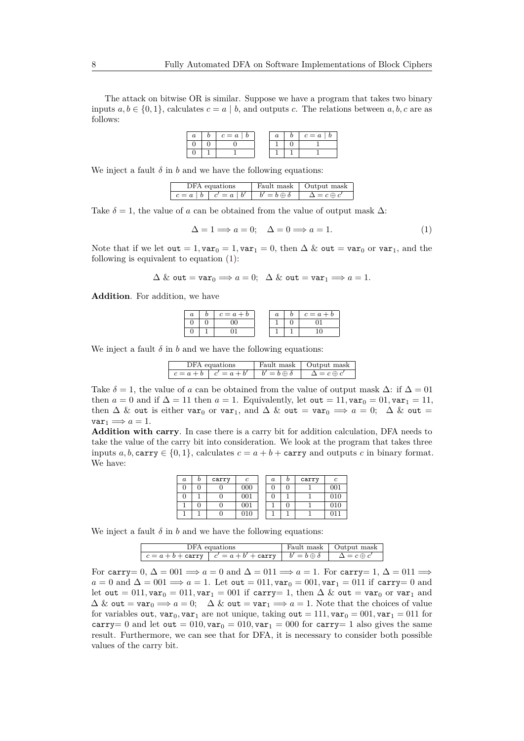The attack on bitwise OR is similar. Suppose we have a program that takes two binary inputs $a, b \in \{0, 1\}$, calculates $c = a \mid b$, and outputs $c$. The relations between $a, b, c$ are as follows:

| $a$ | $b$ | $c = a \mid b$ |
|---|---|---|
| 0 | 0 | 0 |
| 0 | 1 | 1 |

| $a$ | $b$ | $c = a \mid b$ |
|---|---|---|
| 1 | 0 | 1 |
| 1 | 1 | 1 |

We inject a fault $\delta$ in $b$ and we have the following equations:

| DFA equations | | Fault mask | Output mask |
|---|---|---|---|
| $c = a \mid b$ | $c' = a \mid b'$ | $b' = b \oplus \delta$ | $\Delta = c \oplus c'$ |

Take $\delta = 1$, the value of $a$ can be obtained from the value of output mask $\Delta$:

$$\Delta = 1 \Longrightarrow a = 0; \quad \Delta = 0 \Longrightarrow a = 1. \tag{1}$$

Note that if we let $\texttt{out} = 1, \texttt{var}_0 = 1, \texttt{var}_1 = 0$, then $\Delta$ & $\texttt{out} = \texttt{var}_0$ or $\texttt{var}_1$, and the following is equivalent to equation (1):

$$\Delta \text{ \& } \texttt{out} = \texttt{var}_0 \Longrightarrow a = 0; \quad \Delta \text{ \& } \texttt{out} = \texttt{var}_1 \Longrightarrow a = 1.$$

**Addition**. For addition, we have

| $a$ | $b$ | $c = a + b$ |
|---|---|---|
| 0 | 0 | 00 |
| 0 | 1 | 01 |

| $a$ | $b$ | $c = a + b$ |
|---|---|---|
| 1 | 0 | 01 |
| 1 | 1 | 10 |

We inject a fault $\delta$ in $b$ and we have the following equations:

| DFA equations | | Fault mask | Output mask |
|---|---|---|---|
| $c = a + b$ | $c' = a + b'$ | $b' = b \oplus \delta$ | $\Delta = c \oplus c'$ |

Take $\delta = 1$, the value of $a$ can be obtained from the value of output mask $\Delta$: if $\Delta = 01$ then $a = 0$ and if $\Delta = 11$ then $a = 1$. Equivalently, let $\texttt{out} = 11, \texttt{var}_0 = 01, \texttt{var}_1 = 11$, then $\Delta$ & $\texttt{out}$ is either $\texttt{var}_0$ or $\texttt{var}_1$, and $\Delta$ & $\texttt{out} = \texttt{var}_0 \Longrightarrow a = 0$; $\Delta$ & $\texttt{out} = \texttt{var}_1 \Longrightarrow a = 1$.

**Addition with carry**. In case there is a carry bit for addition calculation, DFA needs to take the value of the carry bit into consideration. We look at the program that takes three inputs $a, b, \texttt{carry} \in \{0, 1\}$, calculates $c = a + b + \texttt{carry}$ and outputs $c$ in binary format. We have:

| $a$ | $b$ | carry | $c$ |
|---|---|---|---|
| 0 | 0 | 0 | 000 |
| 0 | 1 | 0 | 001 |
| 1 | 0 | 0 | 001 |
| 1 | 1 | 0 | 010 |

| $a$ | $b$ | carry | $c$ |
|---|---|---|---|
| 0 | 0 | 1 | 001 |
| 0 | 1 | 1 | 010 |
| 1 | 0 | 1 | 010 |
| 1 | 1 | 1 | 011 |

We inject a fault $\delta$ in $b$ and we have the following equations:

| DFA equations | | Fault mask | Output mask |
|---|---|---|---|
| $c = a + b + \texttt{carry}$ | $c' = a + b' + \texttt{carry}$ | $b' = b \oplus \delta$ | $\Delta = c \oplus c'$ |

For $\texttt{carry}= 0$, $\Delta = 001 \Longrightarrow a = 0$ and $\Delta = 011 \Longrightarrow a = 1$. For $\texttt{carry}= 1$, $\Delta = 011 \Longrightarrow a = 0$ and $\Delta = 001 \Longrightarrow a = 1$. Let $\texttt{out} = 011, \texttt{var}_0 = 001, \texttt{var}_1 = 011$ if $\texttt{carry}= 0$ and let $\texttt{out} = 011, \texttt{var}_0 = 011, \texttt{var}_1 = 001$ if $\texttt{carry}= 1$, then $\Delta$ & $\texttt{out} = \texttt{var}_0$ or $\texttt{var}_1$ and $\Delta$ & $\texttt{out} = \texttt{var}_0 \Longrightarrow a = 0$; $\Delta$ & $\texttt{out} = \texttt{var}_1 \Longrightarrow a = 1$. Note that the choices of value for variables $\texttt{out}, \texttt{var}_0, \texttt{var}_1$ are not unique, taking $\texttt{out} = 111, \texttt{var}_0 = 001, \texttt{var}_1 = 011$ for $\texttt{carry}= 0$ and let $\texttt{out} = 010, \texttt{var}_0 = 010, \texttt{var}_1 = 000$ for $\texttt{carry}= 1$ also gives the same result. Furthermore, we can see that for DFA, it is necessary to consider both possible values of the carry bit.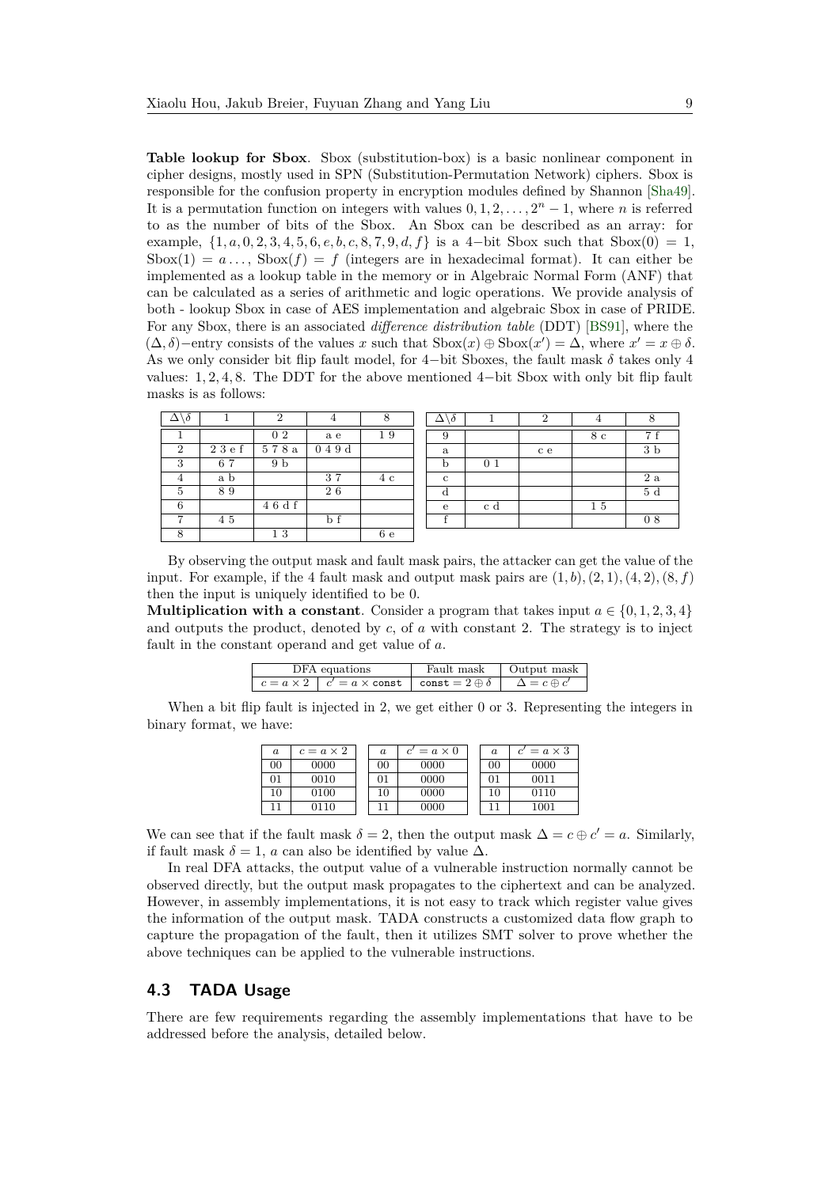**Table lookup for Sbox**. Sbox (substitution-box) is a basic nonlinear component in cipher designs, mostly used in SPN (Substitution-Permutation Network) ciphers. Sbox is responsible for the confusion property in encryption modules defined by Shannon [Sha49]. It is a permutation function on integers with values $0, 1, 2, \ldots, 2^n - 1$, where $n$ is referred to as the number of bits of the Sbox. An Sbox can be described as an array: for example, $\{1, a, 0, 2, 3, 4, 5, 6, e, b, c, 8, 7, 9, d, f\}$ is a 4−bit Sbox such that $\text{Sbox}(0) = 1$, $\text{Sbox}(1) = a \ldots$, $\text{Sbox}(f) = f$ (integers are in hexadecimal format). It can either be implemented as a lookup table in the memory or in Algebraic Normal Form (ANF) that can be calculated as a series of arithmetic and logic operations. We provide analysis of both - lookup Sbox in case of AES implementation and algebraic Sbox in case of PRIDE. For any Sbox, there is an associated *difference distribution table* (DDT) [BS91], where the $(\Delta, \delta)-$entry consists of the values $x$ such that $\text{Sbox}(x) \oplus \text{Sbox}(x') = \Delta$, where $x' = x \oplus \delta$. As we only consider bit flip fault model, for 4−bit Sboxes, the fault mask $\delta$ takes only 4 values: $1, 2, 4, 8$. The DDT for the above mentioned 4−bit Sbox with only bit flip fault masks is as follows:

| $\Delta \backslash \delta$ | 1 | 2 | 4 | 8 |
|---|---|---|---|---|
| 1 | | 0 2 | a e | 1 9 |
| 2 | 2 3 e f | 5 7 8 a | 0 4 9 d | |
| 3 | 6 7 | 9 b | | |
| 4 | a b | | 3 7 | 4 c |
| 5 | 8 9 | | 2 6 | |
| 6 | | 4 6 d f | | |
| 7 | 4 5 | | b f | |
| 8 | | 1 3 | | 6 e |

| $\Delta \backslash \delta$ | 1 | 2 | 4 | 8 |
|---|---|---|---|---|
| 9 | | | 8 c | 7 f |
| a | | c e | | 3 b |
| b | 0 1 | | | |
| c | | | | 2 a |
| d | | | | 5 d |
| e | c d | | 1 5 | |
| f | | | | 0 8 |

By observing the output mask and fault mask pairs, the attacker can get the value of the input. For example, if the 4 fault mask and output mask pairs are $(1, b), (2, 1), (4, 2), (8, f)$ then the input is uniquely identified to be 0.

**Multiplication with a constant**. Consider a program that takes input $a \in \{0, 1, 2, 3, 4\}$ and outputs the product, denoted by $c$, of $a$ with constant 2. The strategy is to inject fault in the constant operand and get value of $a$.

| DFA equations | | Fault mask | Output mask |
|---|---|---|---|
| $c = a \times 2$ | $c' = a \times \texttt{const}$ | $\texttt{const} = 2 \oplus \delta$ | $\Delta = c \oplus c'$ |

When a bit flip fault is injected in 2, we get either 0 or 3. Representing the integers in binary format, we have:

| $a$ | $c = a \times 2$ |
|---|---|
| 00 | 0000 |
| 01 | 0010 |
| 10 | 0100 |
| 11 | 0110 |

| $a$ | $c' = a \times 0$ |
|---|---|
| 00 | 0000 |
| 01 | 0000 |
| 10 | 0000 |
| 11 | 0000 |

| $a$ | $c' = a \times 3$ |
|---|---|
| 00 | 0000 |
| 01 | 0011 |
| 10 | 0110 |
| 11 | 1001 |

We can see that if the fault mask $\delta = 2$, then the output mask $\Delta = c \oplus c' = a$. Similarly, if fault mask $\delta = 1$, $a$ can also be identified by value $\Delta$.

In real DFA attacks, the output value of a vulnerable instruction normally cannot be observed directly, but the output mask propagates to the ciphertext and can be analyzed. However, in assembly implementations, it is not easy to track which register value gives the information of the output mask. TADA constructs a customized data flow graph to capture the propagation of the fault, then it utilizes SMT solver to prove whether the above techniques can be applied to the vulnerable instructions.

## 4.3 TADA Usage

There are few requirements regarding the assembly implementations that have to be addressed before the analysis, detailed below.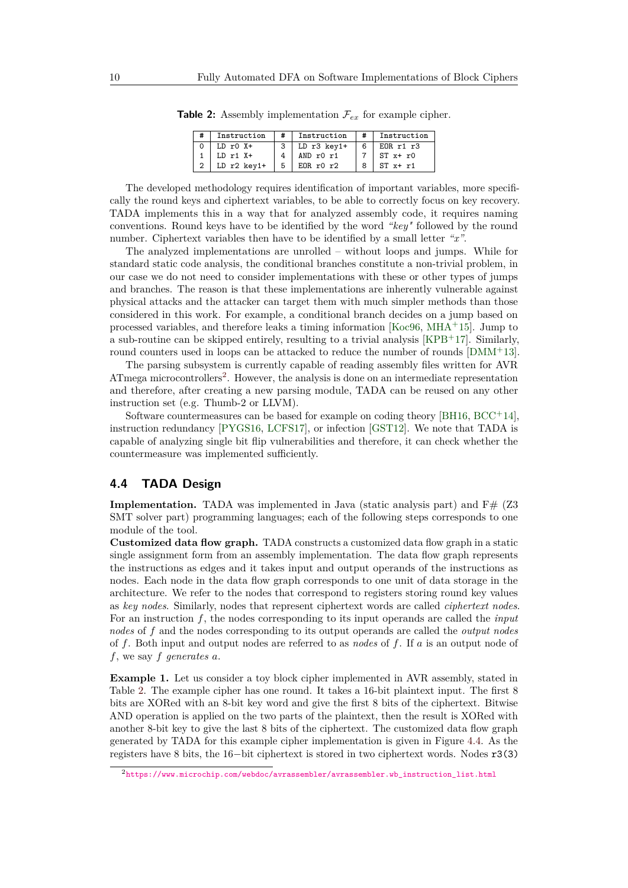**Table 2:** Assembly implementation $\mathcal{F}_{ex}$ for example cipher.

| # | Instruction | # | Instruction | # | Instruction |
|---|---|---|---|---|---|
| 0 | LD r0 X+ | 3 | LD r3 key1+ | 6 | EOR r1 r3 |
| 1 | LD r1 X+ | 4 | AND r0 r1 | 7 | ST x+ r0 |
| 2 | LD r2 key1+ | 5 | EOR r0 r2 | 8 | ST x+ r1 |

The developed methodology requires identification of important variables, more specifically the round keys and ciphertext variables, to be able to correctly focus on key recovery. TADA implements this in a way that for analyzed assembly code, it requires naming conventions. Round keys have to be identified by the word *"key"* followed by the round number. Ciphertext variables then have to be identified by a small letter *"x"*.

The analyzed implementations are unrolled – without loops and jumps. While for standard static code analysis, the conditional branches constitute a non-trivial problem, in our case we do not need to consider implementations with these or other types of jumps and branches. The reason is that these implementations are inherently vulnerable against physical attacks and the attacker can target them with much simpler methods than those considered in this work. For example, a conditional branch decides on a jump based on processed variables, and therefore leaks a timing information [Koc96, MHA+15]. Jump to a sub-routine can be skipped entirely, resulting to a trivial analysis [KPB+17]. Similarly, round counters used in loops can be attacked to reduce the number of rounds [DMM+13].

The parsing subsystem is currently capable of reading assembly files written for AVR ATmega microcontrollers[2]. However, the analysis is done on an intermediate representation and therefore, after creating a new parsing module, TADA can be reused on any other instruction set (e.g. Thumb-2 or LLVM).

Software countermeasures can be based for example on coding theory [BH16, BCC+14], instruction redundancy [PYGS16, LCFS17], or infection [GST12]. We note that TADA is capable of analyzing single bit flip vulnerabilities and therefore, it can check whether the countermeasure was implemented sufficiently.

## 4.4 TADA Design

**Implementation.** TADA was implemented in Java (static analysis part) and F# (Z3 SMT solver part) programming languages; each of the following steps corresponds to one module of the tool.

**Customized data flow graph.** TADA constructs a customized data flow graph in a static single assignment form from an assembly implementation. The data flow graph represents the instructions as edges and it takes input and output operands of the instructions as nodes. Each node in the data flow graph corresponds to one unit of data storage in the architecture. We refer to the nodes that correspond to registers storing round key values as *key nodes*. Similarly, nodes that represent ciphertext words are called *ciphertext nodes*. For an instruction $f$, the nodes corresponding to its input operands are called the *input nodes* of $f$ and the nodes corresponding to its output operands are called the *output nodes* of $f$. Both input and output nodes are referred to as *nodes* of $f$. If $a$ is an output node of $f$, we say $f$ *generates* $a$.

**Example 1.** Let us consider a toy block cipher implemented in AVR assembly, stated in Table 2. The example cipher has one round. It takes a 16-bit plaintext input. The first 8 bits are XORed with an 8-bit key word and give the first 8 bits of the ciphertext. Bitwise AND operation is applied on the two parts of the plaintext, then the result is XORed with another 8-bit key to give the last 8 bits of the ciphertext. The customized data flow graph generated by TADA for this example cipher implementation is given in Figure 4.4. As the registers have 8 bits, the 16−bit ciphertext is stored in two ciphertext words. Nodes `r3(3)`

[2] https://www.microchip.com/webdoc/avrassembler/avrassembler.wb_instruction_list.html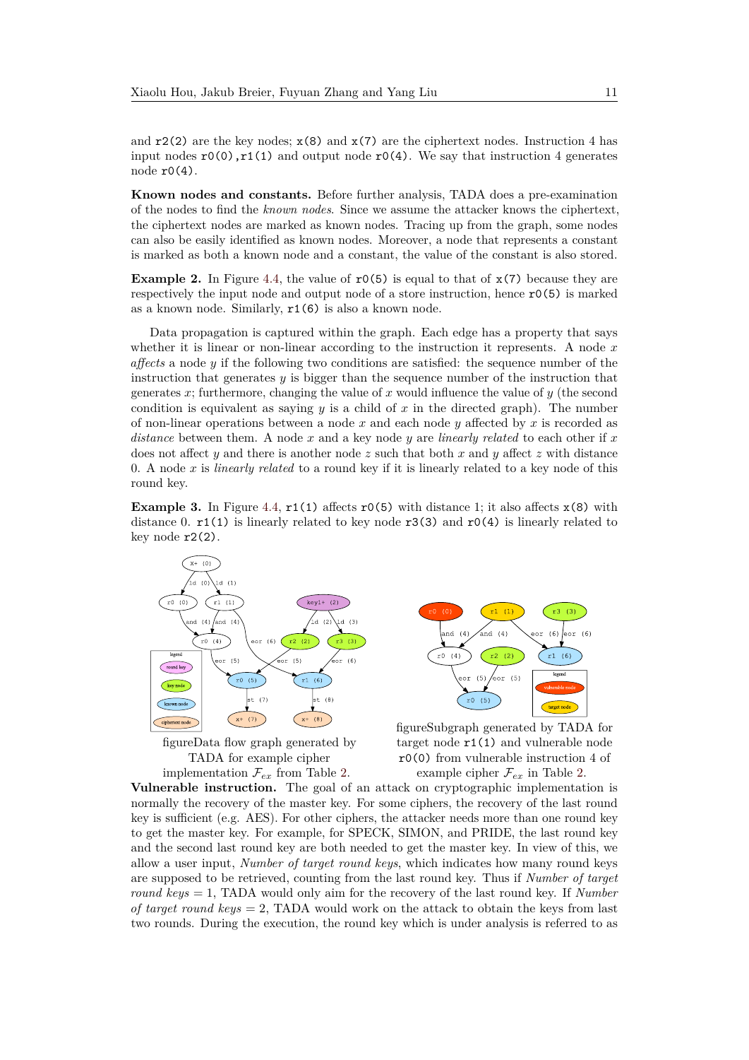and r2(2) are the key nodes; x(8) and x(7) are the ciphertext nodes. Instruction 4 has input nodes r0(0),r1(1) and output node r0(4). We say that instruction 4 generates node r0(4).

**Known nodes and constants.** Before further analysis, TADA does a pre-examination of the nodes to find the *known nodes*. Since we assume the attacker knows the ciphertext, the ciphertext nodes are marked as known nodes. Tracing up from the graph, some nodes can also be easily identified as known nodes. Moreover, a node that represents a constant is marked as both a known node and a constant, the value of the constant is also stored.

**Example 2.** In Figure 4.4, the value of r0(5) is equal to that of x(7) because they are respectively the input node and output node of a store instruction, hence r0(5) is marked as a known node. Similarly, r1(6) is also a known node.

Data propagation is captured within the graph. Each edge has a property that says whether it is linear or non-linear according to the instruction it represents. A node $x$ *affects* a node $y$ if the following two conditions are satisfied: the sequence number of the instruction that generates $y$ is bigger than the sequence number of the instruction that generates $x$; furthermore, changing the value of $x$ would influence the value of $y$ (the second condition is equivalent as saying $y$ is a child of $x$ in the directed graph). The number of non-linear operations between a node $x$ and each node $y$ affected by $x$ is recorded as *distance* between them. A node $x$ and a key node $y$ are *linearly related* to each other if $x$ does not affect $y$ and there is another node $z$ such that both $x$ and $y$ affect $z$ with distance 0. A node $x$ is *linearly related* to a round key if it is linearly related to a key node of this round key.

**Example 3.** In Figure 4.4, r1(1) affects r0(5) with distance 1; it also affects x(8) with distance 0. r1(1) is linearly related to key node r3(3) and r0(4) is linearly related to key node r2(2).

figureData flow graph generated by TADA for example cipher implementation $\mathcal{F}_{ex}$ from Table 2.

figureSubgraph generated by TADA for target node r1(1) and vulnerable node r0(0) from vulnerable instruction 4 of example cipher $\mathcal{F}_{ex}$ in Table 2.

**Vulnerable instruction.** The goal of an attack on cryptographic implementation is normally the recovery of the master key. For some ciphers, the recovery of the last round key is sufficient (e.g. AES). For other ciphers, the attacker needs more than one round key to get the master key. For example, for SPECK, SIMON, and PRIDE, the last round key and the second last round key are both needed to get the master key. In view of this, we allow a user input, *Number of target round keys*, which indicates how many round keys are supposed to be retrieved, counting from the last round key. Thus if *Number of target round keys* = 1, TADA would only aim for the recovery of the last round key. If *Number of target round keys* = 2, TADA would work on the attack to obtain the keys from last two rounds. During the execution, the round key which is under analysis is referred to as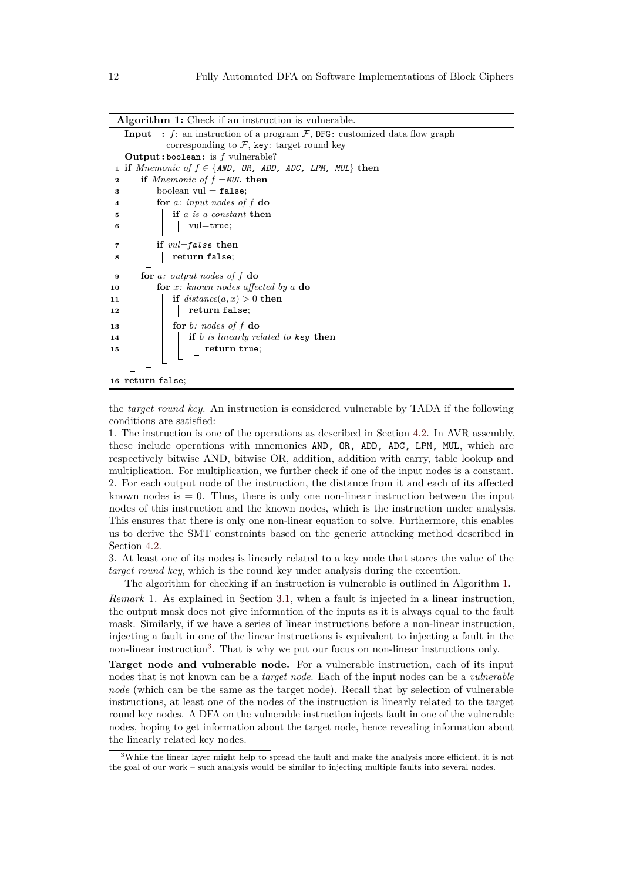**Algorithm 1:** Check if an instruction is vulnerable.

```
Input  : f: an instruction of a program F, DFG: customized data flow graph
         corresponding to F, key: target round key
Output : boolean: is f vulnerable?
1  if Mnemonic of f ∈ {AND, OR, ADD, ADC, LPM, MUL} then
2      if Mnemonic of f =MUL then
3          boolean vul = false;
4          for a: input nodes of f do
5              if a is a constant then
6                  vul=true;
7          if vul=false then
8              return false;
9      for a: output nodes of f do
10         for x: known nodes affected by a do
11             if distance(a, x) > 0 then
12                 return false;
13             for b: nodes of f do
14                 if b is linearly related to key then
15                     return true;
16 return false;
```

the *target round key*. An instruction is considered vulnerable by TADA if the following conditions are satisfied:

1. The instruction is one of the operations as described in Section 4.2. In AVR assembly, these include operations with mnemonics AND, OR, ADD, ADC, LPM, MUL, which are respectively bitwise AND, bitwise OR, addition, addition with carry, table lookup and multiplication. For multiplication, we further check if one of the input nodes is a constant.
2. For each output node of the instruction, the distance from it and each of its affected known nodes is $= 0$. Thus, there is only one non-linear instruction between the input nodes of this instruction and the known nodes, which is the instruction under analysis. This ensures that there is only one non-linear equation to solve. Furthermore, this enables us to derive the SMT constraints based on the generic attacking method described in Section 4.2.
3. At least one of its nodes is linearly related to a key node that stores the value of the *target round key*, which is the round key under analysis during the execution.

The algorithm for checking if an instruction is vulnerable is outlined in Algorithm 1.

*Remark* 1. As explained in Section 3.1, when a fault is injected in a linear instruction, the output mask does not give information of the inputs as it is always equal to the fault mask. Similarly, if we have a series of linear instructions before a non-linear instruction, injecting a fault in one of the linear instructions is equivalent to injecting a fault in the non-linear instruction[3]. That is why we put our focus on non-linear instructions only.

**Target node and vulnerable node.** For a vulnerable instruction, each of its input nodes that is not known can be a *target node*. Each of the input nodes can be a *vulnerable node* (which can be the same as the target node). Recall that by selection of vulnerable instructions, at least one of the nodes of the instruction is linearly related to the target round key nodes. A DFA on the vulnerable instruction injects fault in one of the vulnerable nodes, hoping to get information about the target node, hence revealing information about the linearly related key nodes.

[3] While the linear layer might help to spread the fault and make the analysis more efficient, it is not the goal of our work – such analysis would be similar to injecting multiple faults into several nodes.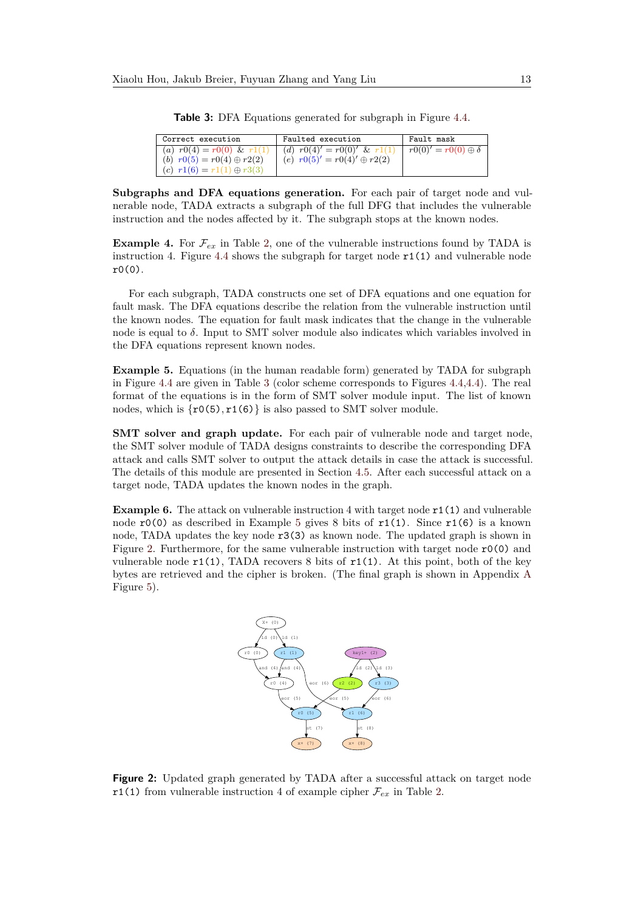**Table 3:** DFA Equations generated for subgraph in Figure 4.4.

| Correct execution | Faulted execution | Fault mask |
|---|---|---|
| (a) $r0(4) = r0(0)$ & $r1(1)$<br>(b) $r0(5) = r0(4) \oplus r2(2)$<br>(c) $r1(6) = r1(1) \oplus r3(3)$ | (d) $r0(4)' = r0(0)'$ & $r1(1)$<br>(e) $r0(5)' = r0(4)' \oplus r2(2)$ | $r0(0)' = r0(0) \oplus \delta$ |

**Subgraphs and DFA equations generation.** For each pair of target node and vulnerable node, TADA extracts a subgraph of the full DFG that includes the vulnerable instruction and the nodes affected by it. The subgraph stops at the known nodes.

**Example 4.** For $\mathcal{F}_{ex}$ in Table 2, one of the vulnerable instructions found by TADA is instruction 4. Figure 4.4 shows the subgraph for target node `r1(1)` and vulnerable node `r0(0)`.

For each subgraph, TADA constructs one set of DFA equations and one equation for fault mask. The DFA equations describe the relation from the vulnerable instruction until the known nodes. The equation for fault mask indicates that the change in the vulnerable node is equal to $\delta$. Input to SMT solver module also indicates which variables involved in the DFA equations represent known nodes.

**Example 5.** Equations (in the human readable form) generated by TADA for subgraph in Figure 4.4 are given in Table 3 (color scheme corresponds to Figures 4.4,4.4). The real format of the equations is in the form of SMT solver module input. The list of known nodes, which is {`r0(5)`, `r1(6)`} is also passed to SMT solver module.

**SMT solver and graph update.** For each pair of vulnerable node and target node, the SMT solver module of TADA designs constraints to describe the corresponding DFA attack and calls SMT solver to output the attack details in case the attack is successful. The details of this module are presented in Section 4.5. After each successful attack on a target node, TADA updates the known nodes in the graph.

**Example 6.** The attack on vulnerable instruction 4 with target node `r1(1)` and vulnerable node `r0(0)` as described in Example 5 gives 8 bits of `r1(1)`. Since `r1(6)` is a known node, TADA updates the key node `r3(3)` as known node. The updated graph is shown in Figure 2. Furthermore, for the same vulnerable instruction with target node `r0(0)` and vulnerable node `r1(1)`, TADA recovers 8 bits of `r1(1)`. At this point, both of the key bytes are retrieved and the cipher is broken. (The final graph is shown in Appendix A Figure 5).

**Figure 2:** Updated graph generated by TADA after a successful attack on target node `r1(1)` from vulnerable instruction 4 of example cipher $\mathcal{F}_{ex}$ in Table 2.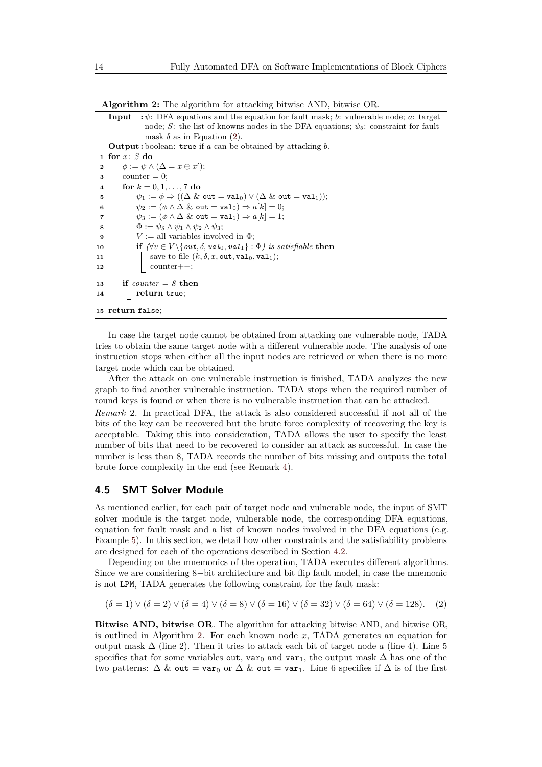**Algorithm 2:** The algorithm for attacking bitwise AND, bitwise OR.

```
Input  : ψ: DFA equations and the equation for fault mask; b: vulnerable node; a: target
         node; S: the list of knowns nodes in the DFA equations; ψ_δ: constraint for fault
         mask δ as in Equation (2).
Output : boolean: true if a can be obtained by attacking b.
1  for x: S do
2      φ := ψ ∧ (Δ = x ⊕ x');
3      counter = 0;
4      for k = 0, 1, ..., 7 do
5          ψ_1 := φ ⇒ ((Δ & out = val_0) ∨ (Δ & out = val_1));
6          ψ_2 := (φ ∧ Δ & out = val_0) ⇒ a[k] = 0;
7          ψ_3 := (φ ∧ Δ & out = val_1) ⇒ a[k] = 1;
8          Φ := ψ_δ ∧ ψ_1 ∧ ψ_2 ∧ ψ_3;
9          V := all variables involved in Φ;
10         if (∀v ∈ V\{out, δ, val_0, val_1} : Φ) is satisfiable then
11             save to file (k, δ, x, out, val_0, val_1);
12             counter++;
13     if counter = 8 then
14         return true;
15 return false;
```

In case the target node cannot be obtained from attacking one vulnerable node, TADA tries to obtain the same target node with a different vulnerable node. The analysis of one instruction stops when either all the input nodes are retrieved or when there is no more target node which can be obtained.

After the attack on one vulnerable instruction is finished, TADA analyzes the new graph to find another vulnerable instruction. TADA stops when the required number of round keys is found or when there is no vulnerable instruction that can be attacked.

*Remark* 2. In practical DFA, the attack is also considered successful if not all of the bits of the key can be recovered but the brute force complexity of recovering the key is acceptable. Taking this into consideration, TADA allows the user to specify the least number of bits that need to be recovered to consider an attack as successful. In case the number is less than 8, TADA records the number of bits missing and outputs the total brute force complexity in the end (see Remark 4).

## 4.5 SMT Solver Module

As mentioned earlier, for each pair of target node and vulnerable node, the input of SMT solver module is the target node, vulnerable node, the corresponding DFA equations, equation for fault mask and a list of known nodes involved in the DFA equations (e.g. Example 5). In this section, we detail how other constraints and the satisfiability problems are designed for each of the operations described in Section 4.2.

Depending on the mnemonics of the operation, TADA executes different algorithms. Since we are considering 8−bit architecture and bit flip fault model, in case the mnemonic is not LPM, TADA generates the following constraint for the fault mask:

$$(\delta = 1) \vee (\delta = 2) \vee (\delta = 4) \vee (\delta = 8) \vee (\delta = 16) \vee (\delta = 32) \vee (\delta = 64) \vee (\delta = 128). \quad (2)$$

**Bitwise AND, bitwise OR**. The algorithm for attacking bitwise AND, and bitwise OR, is outlined in Algorithm 2. For each known node $x$, TADA generates an equation for output mask $\Delta$ (line 2). Then it tries to attack each bit of target node $a$ (line 4). Line 5 specifies that for some variables out, $\mathtt{var}_0$ and $\mathtt{var}_1$, the output mask $\Delta$ has one of the two patterns: $\Delta$ & out = $\mathtt{var}_0$ or $\Delta$ & out = $\mathtt{var}_1$. Line 6 specifies if $\Delta$ is of the first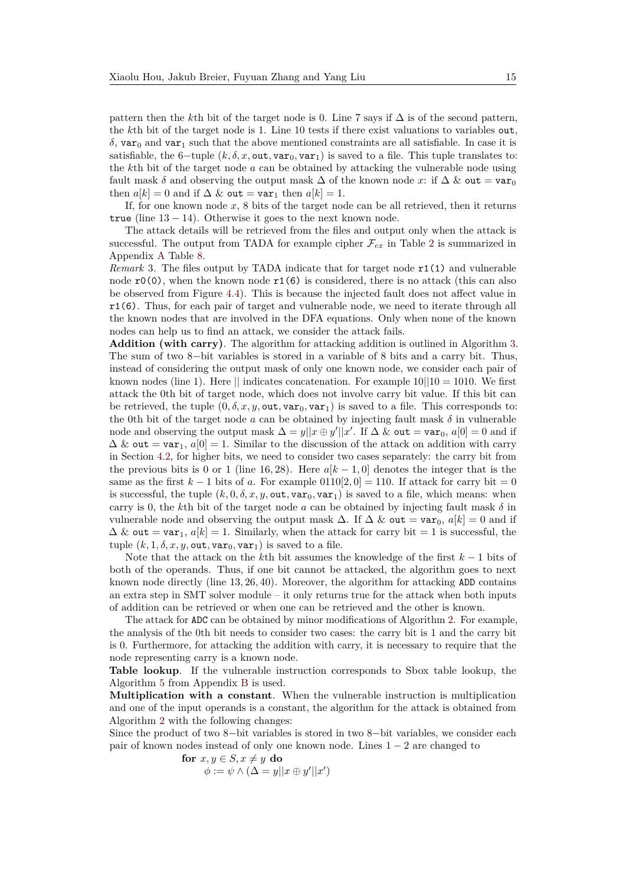pattern then the $k$th bit of the target node is 0. Line 7 says if $\Delta$ is of the second pattern, the $k$th bit of the target node is 1. Line 10 tests if there exist valuations to variables $\mathtt{out}$, $\delta$, $\mathtt{var}_0$ and $\mathtt{var}_1$ such that the above mentioned constraints are all satisfiable. In case it is satisfiable, the 6−tuple $(k, \delta, x, \mathtt{out}, \mathtt{var}_0, \mathtt{var}_1)$ is saved to a file. This tuple translates to: the $k$th bit of the target node $a$ can be obtained by attacking the vulnerable node using fault mask $\delta$ and observing the output mask $\Delta$ of the known node $x$: if $\Delta$ & $\mathtt{out} = \mathtt{var}_0$ then $a[k] = 0$ and if $\Delta$ & $\mathtt{out} = \mathtt{var}_1$ then $a[k] = 1$.

If, for one known node $x$, 8 bits of the target node can be all retrieved, then it returns `true` (line $13 - 14$). Otherwise it goes to the next known node.

The attack details will be retrieved from the files and output only when the attack is successful. The output from TADA for example cipher $\mathcal{F}_{ex}$ in Table 2 is summarized in Appendix A Table 8.

*Remark* 3. The files output by TADA indicate that for target node `r1(1)` and vulnerable node `r0(0)`, when the known node `r1(6)` is considered, there is no attack (this can also be observed from Figure 4.4). This is because the injected fault does not affect value in `r1(6)`. Thus, for each pair of target and vulnerable node, we need to iterate through all the known nodes that are involved in the DFA equations. Only when none of the known nodes can help us to find an attack, we consider the attack fails.

**Addition (with carry)**. The algorithm for attacking addition is outlined in Algorithm 3. The sum of two 8−bit variables is stored in a variable of 8 bits and a carry bit. Thus, instead of considering the output mask of only one known node, we consider each pair of known nodes (line 1). Here $||$ indicates concatenation. For example $10||10 = 1010$. We first attack the 0th bit of target node, which does not involve carry bit value. If this bit can be retrieved, the tuple $(0, \delta, x, y, \mathtt{out}, \mathtt{var}_0, \mathtt{var}_1)$ is saved to a file. This corresponds to: the 0th bit of the target node $a$ can be obtained by injecting fault mask $\delta$ in vulnerable node and observing the output mask $\Delta = y||x \oplus y'||x'$. If $\Delta$ & $\mathtt{out} = \mathtt{var}_0$, $a[0] = 0$ and if $\Delta$ & $\mathtt{out} = \mathtt{var}_1$, $a[0] = 1$. Similar to the discussion of the attack on addition with carry in Section 4.2, for higher bits, we need to consider two cases separately: the carry bit from the previous bits is 0 or 1 (line $16, 28$). Here $a[k-1, 0]$ denotes the integer that is the same as the first $k-1$ bits of $a$. For example $0110[2, 0] = 110$. If attack for carry bit $= 0$ is successful, the tuple $(k, 0, \delta, x, y, \mathtt{out}, \mathtt{var}_0, \mathtt{var}_1)$ is saved to a file, which means: when carry is 0, the $k$th bit of the target node $a$ can be obtained by injecting fault mask $\delta$ in vulnerable node and observing the output mask $\Delta$. If $\Delta$ & $\mathtt{out} = \mathtt{var}_0$, $a[k] = 0$ and if $\Delta$ & $\mathtt{out} = \mathtt{var}_1$, $a[k] = 1$. Similarly, when the attack for carry bit $= 1$ is successful, the tuple $(k, 1, \delta, x, y, \mathtt{out}, \mathtt{var}_0, \mathtt{var}_1)$ is saved to a file.

Note that the attack on the $k$th bit assumes the knowledge of the first $k-1$ bits of both of the operands. Thus, if one bit cannot be attacked, the algorithm goes to next known node directly (line $13, 26, 40$). Moreover, the algorithm for attacking `ADD` contains an extra step in SMT solver module – it only returns true for the attack when both inputs of addition can be retrieved or when one can be retrieved and the other is known.

The attack for `ADC` can be obtained by minor modifications of Algorithm 2. For example, the analysis of the 0th bit needs to consider two cases: the carry bit is 1 and the carry bit is 0. Furthermore, for attacking the addition with carry, it is necessary to require that the node representing carry is a known node.

**Table lookup**. If the vulnerable instruction corresponds to Sbox table lookup, the Algorithm 5 from Appendix B is used.

**Multiplication with a constant**. When the vulnerable instruction is multiplication and one of the input operands is a constant, the algorithm for the attack is obtained from Algorithm 2 with the following changes:

Since the product of two 8−bit variables is stored in two 8−bit variables, we consider each pair of known nodes instead of only one known node. Lines $1-2$ are changed to

**for** $x, y \in S, x \neq y$ **do**
  $\phi := \psi \wedge (\Delta = y||x \oplus y'||x')$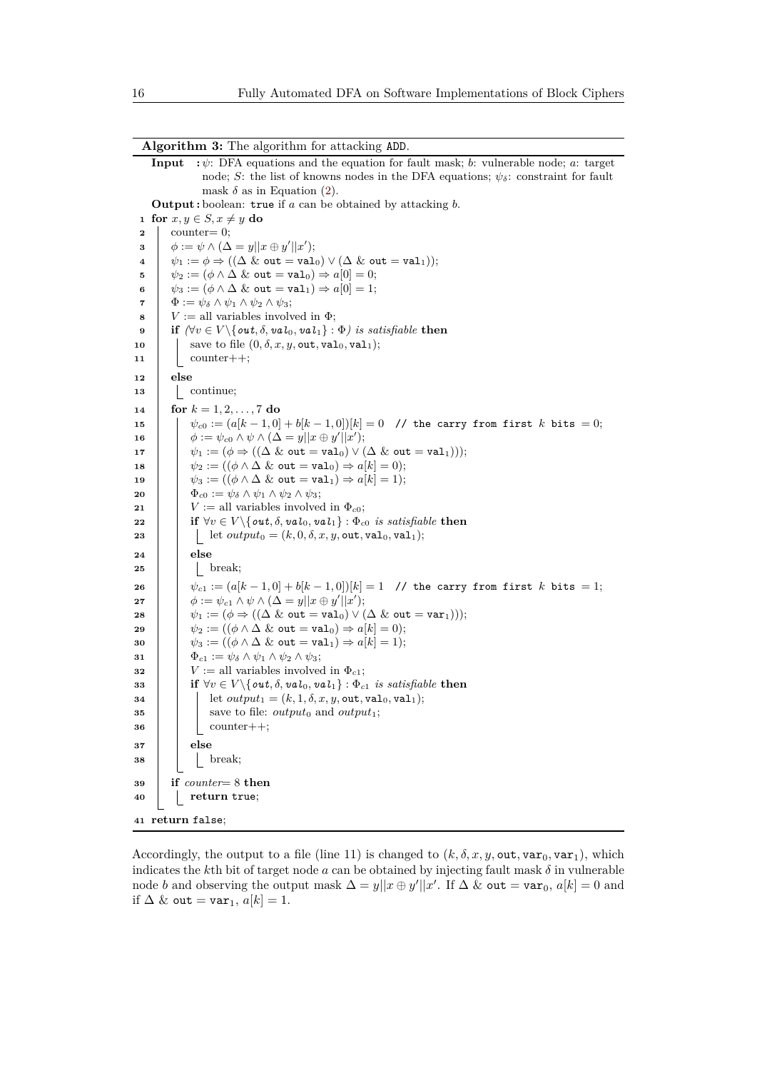**Algorithm 3:** The algorithm for attacking ADD.

**Input :** $\psi$: DFA equations and the equation for fault mask; $b$: vulnerable node; $a$: target node; $S$: the list of knowns nodes in the DFA equations; $\psi_\delta$: constraint for fault mask $\delta$ as in Equation (2).

**Output :** boolean: true if $a$ can be obtained by attacking $b$.

```
1  for x, y ∈ S, x ≠ y do
2      counter= 0;
3      φ := ψ ∧ (Δ = y||x ⊕ y'||x');
4      ψ1 := φ ⇒ ((Δ & out = val0) ∨ (Δ & out = val1));
5      ψ2 := (φ ∧ Δ & out = val0) ⇒ a[0] = 0;
6      ψ3 := (φ ∧ Δ & out = val1) ⇒ a[0] = 1;
7      Φ := ψδ ∧ ψ1 ∧ ψ2 ∧ ψ3;
8      V := all variables involved in Φ;
9      if (∀v ∈ V\{out, δ, val0, val1} : Φ) is satisfiable then
10         save to file (0, δ, x, y, out, val0, val1);
11         counter++;
12     else
13         continue;
14     for k = 1, 2, ..., 7 do
15         ψc0 := (a[k−1, 0] + b[k−1, 0])[k] = 0  // the carry from first k bits = 0;
16         φ := ψc0 ∧ ψ ∧ (Δ = y||x ⊕ y'||x');
17         ψ1 := (φ ⇒ ((Δ & out = val0) ∨ (Δ & out = val1)));
18         ψ2 := ((φ ∧ Δ & out = val0) ⇒ a[k] = 0);
19         ψ3 := ((φ ∧ Δ & out = val1) ⇒ a[k] = 1);
20         Φc0 := ψδ ∧ ψ1 ∧ ψ2 ∧ ψ3;
21         V := all variables involved in Φc0;
22         if ∀v ∈ V\{out, δ, val0, val1} : Φc0 is satisfiable then
23             let output0 = (k, 0, δ, x, y, out, val0, val1);
24         else
25             break;
26         ψc1 := (a[k−1, 0] + b[k−1, 0])[k] = 1  // the carry from first k bits = 1;
27         φ := ψc1 ∧ ψ ∧ (Δ = y||x ⊕ y'||x');
28         ψ1 := (φ ⇒ ((Δ & out = val0) ∨ (Δ & out = var1)));
29         ψ2 := ((φ ∧ Δ & out = val0) ⇒ a[k] = 0);
30         ψ3 := ((φ ∧ Δ & out = val1) ⇒ a[k] = 1);
31         Φc1 := ψδ ∧ ψ1 ∧ ψ2 ∧ ψ3;
32         V := all variables involved in Φc1;
33         if ∀v ∈ V\{out, δ, val0, val1} : Φc1 is satisfiable then
34             let output1 = (k, 1, δ, x, y, out, val0, val1);
35             save to file: output0 and output1;
36             counter++;
37         else
38             break;
39     if counter= 8 then
40         return true;
41 return false;
```

Accordingly, the output to a file (line 11) is changed to $(k, \delta, x, y, \texttt{out}, \texttt{var}_0, \texttt{var}_1)$, which indicates the $k$th bit of target node $a$ can be obtained by injecting fault mask $\delta$ in vulnerable node $b$ and observing the output mask $\Delta = y||x \oplus y'||x'$. If $\Delta$ & $\texttt{out} = \texttt{var}_0$, $a[k] = 0$ and if $\Delta$ & $\texttt{out} = \texttt{var}_1$, $a[k] = 1$.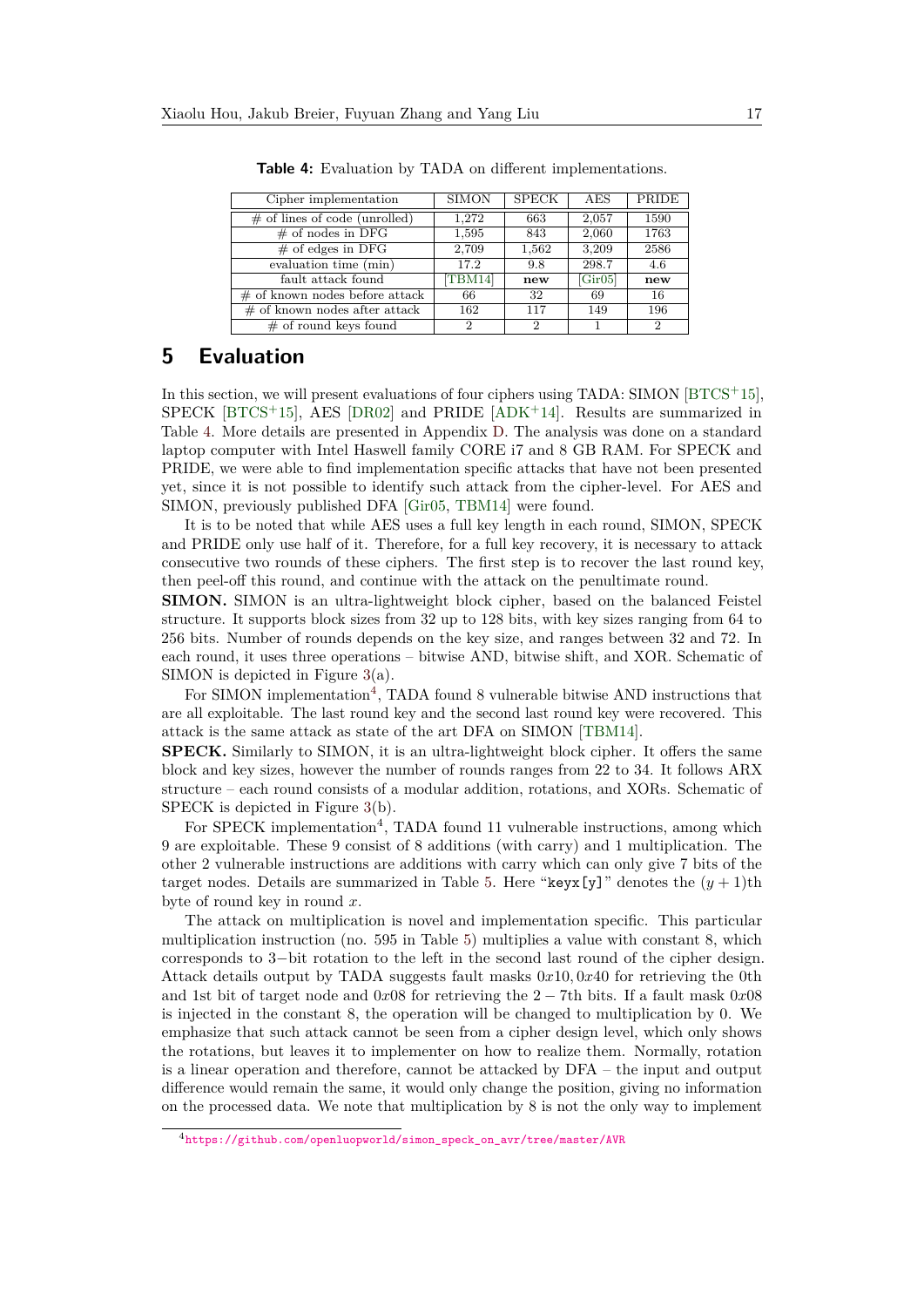**Table 4:** Evaluation by TADA on different implementations.

| Cipher implementation | SIMON | SPECK | AES | PRIDE |
|---|---|---|---|---|
| # of lines of code (unrolled) | 1,272 | 663 | 2,057 | 1590 |
| # of nodes in DFG | 1,595 | 843 | 2,060 | 1763 |
| # of edges in DFG | 2,709 | 1,562 | 3,209 | 2586 |
| evaluation time (min) | 17.2 | 9.8 | 298.7 | 4.6 |
| fault attack found | [TBM14] | **new** | [Gir05] | **new** |
| # of known nodes before attack | 66 | 32 | 69 | 16 |
| # of known nodes after attack | 162 | 117 | 149 | 196 |
| # of round keys found | 2 | 2 | 1 | 2 |

## 5 Evaluation

In this section, we will present evaluations of four ciphers using TADA: SIMON [BTCS+15], SPECK [BTCS+15], AES [DR02] and PRIDE [ADK+14]. Results are summarized in Table 4. More details are presented in Appendix D. The analysis was done on a standard laptop computer with Intel Haswell family CORE i7 and 8 GB RAM. For SPECK and PRIDE, we were able to find implementation specific attacks that have not been presented yet, since it is not possible to identify such attack from the cipher-level. For AES and SIMON, previously published DFA [Gir05, TBM14] were found.

It is to be noted that while AES uses a full key length in each round, SIMON, SPECK and PRIDE only use half of it. Therefore, for a full key recovery, it is necessary to attack consecutive two rounds of these ciphers. The first step is to recover the last round key, then peel-off this round, and continue with the attack on the penultimate round.

**SIMON.** SIMON is an ultra-lightweight block cipher, based on the balanced Feistel structure. It supports block sizes from 32 up to 128 bits, with key sizes ranging from 64 to 256 bits. Number of rounds depends on the key size, and ranges between 32 and 72. In each round, it uses three operations – bitwise AND, bitwise shift, and XOR. Schematic of SIMON is depicted in Figure 3(a).

For SIMON implementation[4], TADA found 8 vulnerable bitwise AND instructions that are all exploitable. The last round key and the second last round key were recovered. This attack is the same attack as state of the art DFA on SIMON [TBM14].

**SPECK.** Similarly to SIMON, it is an ultra-lightweight block cipher. It offers the same block and key sizes, however the number of rounds ranges from 22 to 34. It follows ARX structure – each round consists of a modular addition, rotations, and XORs. Schematic of SPECK is depicted in Figure 3(b).

For SPECK implementation[4], TADA found 11 vulnerable instructions, among which 9 are exploitable. These 9 consist of 8 additions (with carry) and 1 multiplication. The other 2 vulnerable instructions are additions with carry which can only give 7 bits of the target nodes. Details are summarized in Table 5. Here "`keyx[y]`" denotes the $(y+1)$th byte of round key in round $x$.

The attack on multiplication is novel and implementation specific. This particular multiplication instruction (no. 595 in Table 5) multiplies a value with constant 8, which corresponds to 3−bit rotation to the left in the second last round of the cipher design. Attack details output by TADA suggests fault masks $0x10, 0x40$ for retrieving the 0th and 1st bit of target node and $0x08$ for retrieving the $2-7$th bits. If a fault mask $0x08$ is injected in the constant 8, the operation will be changed to multiplication by 0. We emphasize that such attack cannot be seen from a cipher design level, which only shows the rotations, but leaves it to implementer on how to realize them. Normally, rotation is a linear operation and therefore, cannot be attacked by DFA – the input and output difference would remain the same, it would only change the position, giving no information on the processed data. We note that multiplication by 8 is not the only way to implement

[4] https://github.com/openluopworld/simon_speck_on_avr/tree/master/AVR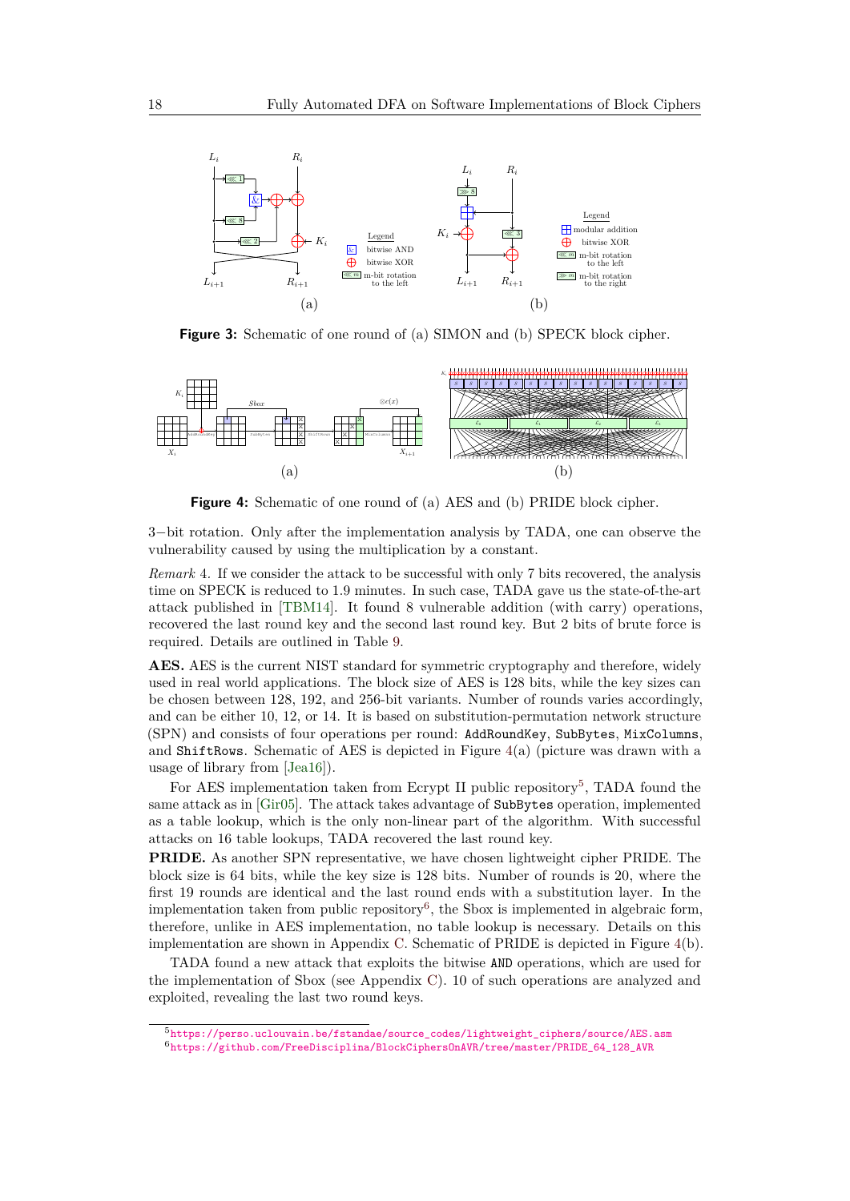Figure 3: Schematic of one round of (a) SIMON and (b) SPECK block cipher.

Figure 4: Schematic of one round of (a) AES and (b) PRIDE block cipher.

3−bit rotation. Only after the implementation analysis by TADA, one can observe the vulnerability caused by using the multiplication by a constant.

*Remark* 4. If we consider the attack to be successful with only 7 bits recovered, the analysis time on SPECK is reduced to 1.9 minutes. In such case, TADA gave us the state-of-the-art attack published in [TBM14]. It found 8 vulnerable addition (with carry) operations, recovered the last round key and the second last round key. But 2 bits of brute force is required. Details are outlined in Table 9.

**AES.** AES is the current NIST standard for symmetric cryptography and therefore, widely used in real world applications. The block size of AES is 128 bits, while the key sizes can be chosen between 128, 192, and 256-bit variants. Number of rounds varies accordingly, and can be either 10, 12, or 14. It is based on substitution-permutation network structure (SPN) and consists of four operations per round: `AddRoundKey`, `SubBytes`, `MixColumns`, and `ShiftRows`. Schematic of AES is depicted in Figure 4(a) (picture was drawn with a usage of library from [Jea16]).

For AES implementation taken from Ecrypt II public repository[5], TADA found the same attack as in [Gir05]. The attack takes advantage of `SubBytes` operation, implemented as a table lookup, which is the only non-linear part of the algorithm. With successful attacks on 16 table lookups, TADA recovered the last round key.

**PRIDE.** As another SPN representative, we have chosen lightweight cipher PRIDE. The block size is 64 bits, while the key size is 128 bits. Number of rounds is 20, where the first 19 rounds are identical and the last round ends with a substitution layer. In the implementation taken from public repository[6], the Sbox is implemented in algebraic form, therefore, unlike in AES implementation, no table lookup is necessary. Details on this implementation are shown in Appendix C. Schematic of PRIDE is depicted in Figure 4(b).

TADA found a new attack that exploits the bitwise `AND` operations, which are used for the implementation of Sbox (see Appendix C). 10 of such operations are analyzed and exploited, revealing the last two round keys.

[5] https://perso.uclouvain.be/fstandae/source_codes/lightweight_ciphers/source/AES.asm

[6] https://github.com/FreeDisciplina/BlockCiphersOnAVR/tree/master/PRIDE_64_128_AVR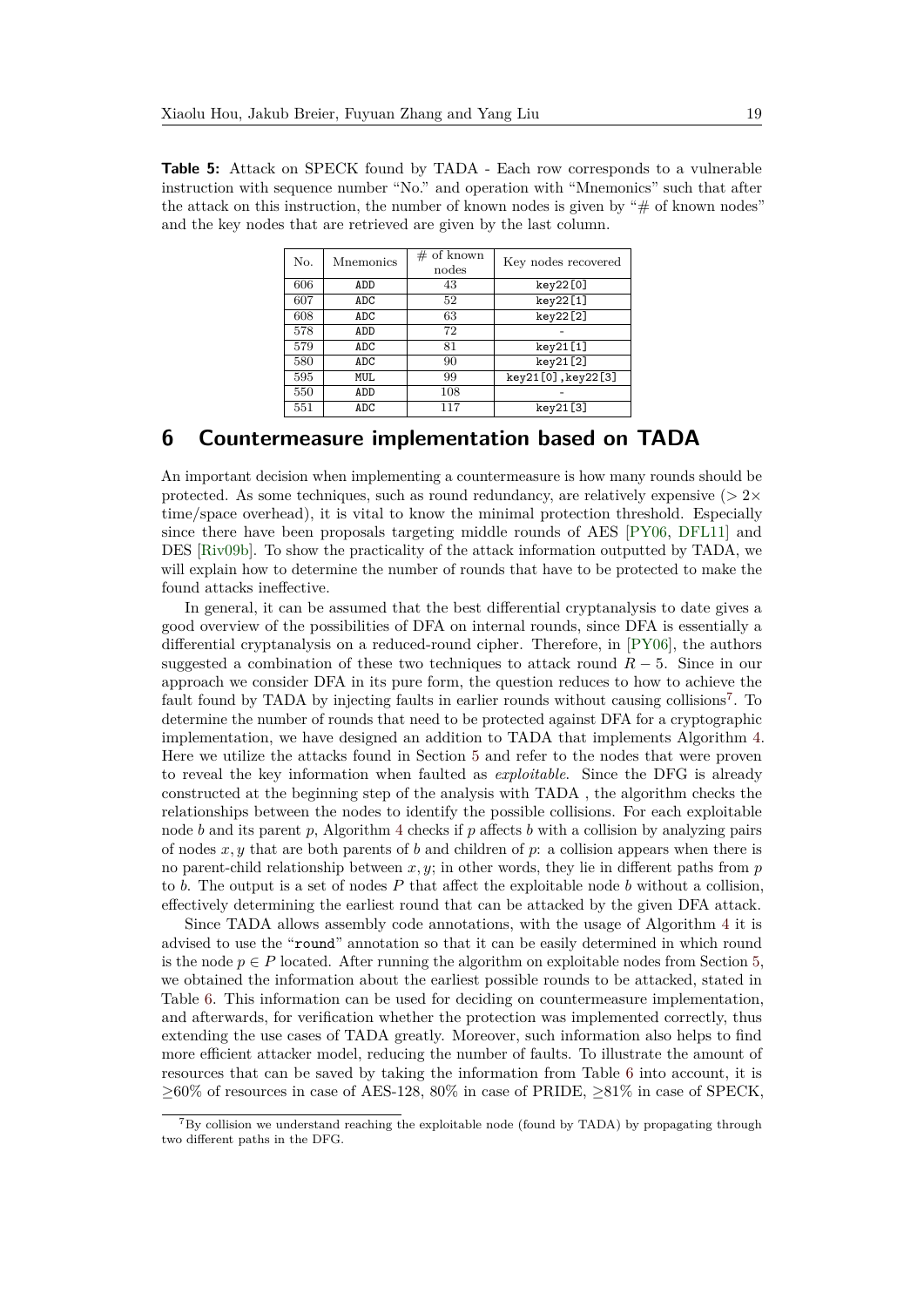**Table 5:** Attack on SPECK found by TADA - Each row corresponds to a vulnerable instruction with sequence number "No." and operation with "Mnemonics" such that after the attack on this instruction, the number of known nodes is given by "# of known nodes" and the key nodes that are retrieved are given by the last column.

| No. | Mnemonics | # of known nodes | Key nodes recovered |
|---|---|---|---|
| 606 | ADD | 43 | key22[0] |
| 607 | ADC | 52 | key22[1] |
| 608 | ADC | 63 | key22[2] |
| 578 | ADD | 72 | - |
| 579 | ADC | 81 | key21[1] |
| 580 | ADC | 90 | key21[2] |
| 595 | MUL | 99 | key21[0],key22[3] |
| 550 | ADD | 108 | - |
| 551 | ADC | 117 | key21[3] |

# 6 Countermeasure implementation based on TADA

An important decision when implementing a countermeasure is how many rounds should be protected. As some techniques, such as round redundancy, are relatively expensive ($> 2\times$ time/space overhead), it is vital to know the minimal protection threshold. Especially since there have been proposals targeting middle rounds of AES [PY06, DFL11] and DES [Riv09b]. To show the practicality of the attack information outputted by TADA, we will explain how to determine the number of rounds that have to be protected to make the found attacks ineffective.

In general, it can be assumed that the best differential cryptanalysis to date gives a good overview of the possibilities of DFA on internal rounds, since DFA is essentially a differential cryptanalysis on a reduced-round cipher. Therefore, in [PY06], the authors suggested a combination of these two techniques to attack round $R-5$. Since in our approach we consider DFA in its pure form, the question reduces to how to achieve the fault found by TADA by injecting faults in earlier rounds without causing collisions[7]. To determine the number of rounds that need to be protected against DFA for a cryptographic implementation, we have designed an addition to TADA that implements Algorithm 4. Here we utilize the attacks found in Section 5 and refer to the nodes that were proven to reveal the key information when faulted as *exploitable*. Since the DFG is already constructed at the beginning step of the analysis with TADA , the algorithm checks the relationships between the nodes to identify the possible collisions. For each exploitable node $b$ and its parent $p$, Algorithm 4 checks if $p$ affects $b$ with a collision by analyzing pairs of nodes $x, y$ that are both parents of $b$ and children of $p$: a collision appears when there is no parent-child relationship between $x, y$; in other words, they lie in different paths from $p$ to $b$. The output is a set of nodes $P$ that affect the exploitable node $b$ without a collision, effectively determining the earliest round that can be attacked by the given DFA attack.

Since TADA allows assembly code annotations, with the usage of Algorithm 4 it is advised to use the "round" annotation so that it can be easily determined in which round is the node $p \in P$ located. After running the algorithm on exploitable nodes from Section 5, we obtained the information about the earliest possible rounds to be attacked, stated in Table 6. This information can be used for deciding on countermeasure implementation, and afterwards, for verification whether the protection was implemented correctly, thus extending the use cases of TADA greatly. Moreover, such information also helps to find more efficient attacker model, reducing the number of faults. To illustrate the amount of resources that can be saved by taking the information from Table 6 into account, it is $\geq 60\%$ of resources in case of AES-128, 80% in case of PRIDE, $\geq 81\%$ in case of SPECK,

[7] By collision we understand reaching the exploitable node (found by TADA) by propagating through two different paths in the DFG.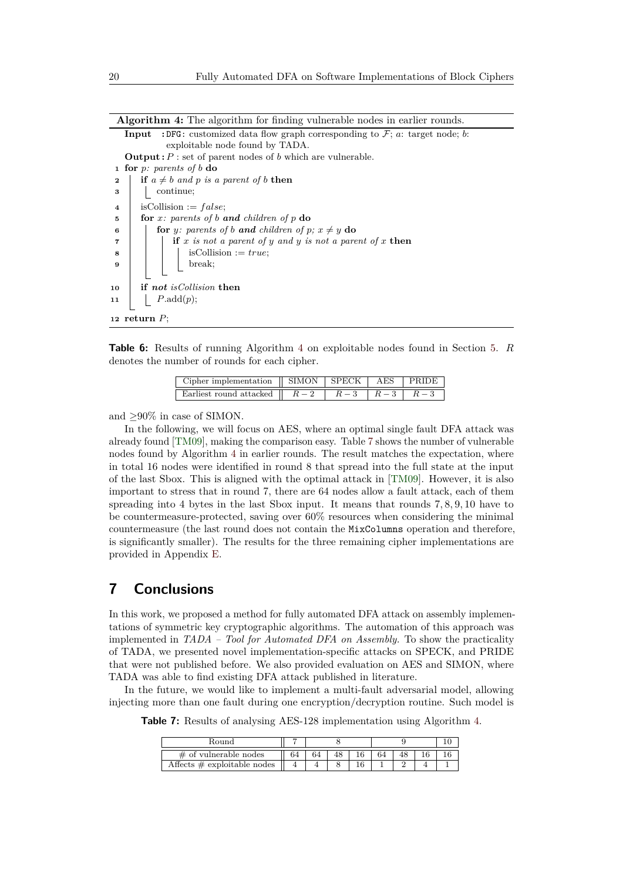**Algorithm 4:** The algorithm for finding vulnerable nodes in earlier rounds.

**Input** : `DFG`: customized data flow graph corresponding to $\mathcal{F}$; $a$: target node; $b$: exploitable node found by TADA.

**Output :** $P$ : set of parent nodes of $b$ which are vulnerable.

```
1  for p: parents of b do
2      if a ≠ b and p is a parent of b then
3          continue;
4      isCollision := false;
5      for x: parents of b and children of p do
6          for y: parents of b and children of p; x ≠ y do
7              if x is not a parent of y and y is not a parent of x then
8                  isCollision := true;
9                  break;
10     if not isCollision then
11         P.add(p);
12 return P;
```

**Table 6:** Results of running Algorithm 4 on exploitable nodes found in Section 5. $R$ denotes the number of rounds for each cipher.

| Cipher implementation | SIMON | SPECK | AES | PRIDE |
|---|---|---|---|---|
| Earliest round attacked | $R-2$ | $R-3$ | $R-3$ | $R-3$ |

and ≥90% in case of SIMON.

In the following, we will focus on AES, where an optimal single fault DFA attack was already found [TM09], making the comparison easy. Table 7 shows the number of vulnerable nodes found by Algorithm 4 in earlier rounds. The result matches the expectation, where in total 16 nodes were identified in round 8 that spread into the full state at the input of the last Sbox. This is aligned with the optimal attack in [TM09]. However, it is also important to stress that in round 7, there are 64 nodes allow a fault attack, each of them spreading into 4 bytes in the last Sbox input. It means that rounds $7, 8, 9, 10$ have to be countermeasure-protected, saving over 60% resources when considering the minimal countermeasure (the last round does not contain the `MixColumns` operation and therefore, is significantly smaller). The results for the three remaining cipher implementations are provided in Appendix E.

# 7 Conclusions

In this work, we proposed a method for fully automated DFA attack on assembly implementations of symmetric key cryptographic algorithms. The automation of this approach was implemented in *TADA – Tool for Automated DFA on Assembly.* To show the practicality of TADA, we presented novel implementation-specific attacks on SPECK, and PRIDE that were not published before. We also provided evaluation on AES and SIMON, where TADA was able to find existing DFA attack published in literature.

In the future, we would like to implement a multi-fault adversarial model, allowing injecting more than one fault during one encryption/decryption routine. Such model is

**Table 7:** Results of analysing AES-128 implementation using Algorithm 4.

| Round | 7 | 8 | | | 9 | | | 10 |
|---|---|---|---|---|---|---|---|---|
| # of vulnerable nodes | 64 | 64 | 48 | 16 | 64 | 48 | 16 | 16 |
| Affects # exploitable nodes | 4 | 4 | 8 | 16 | 1 | 2 | 4 | 1 |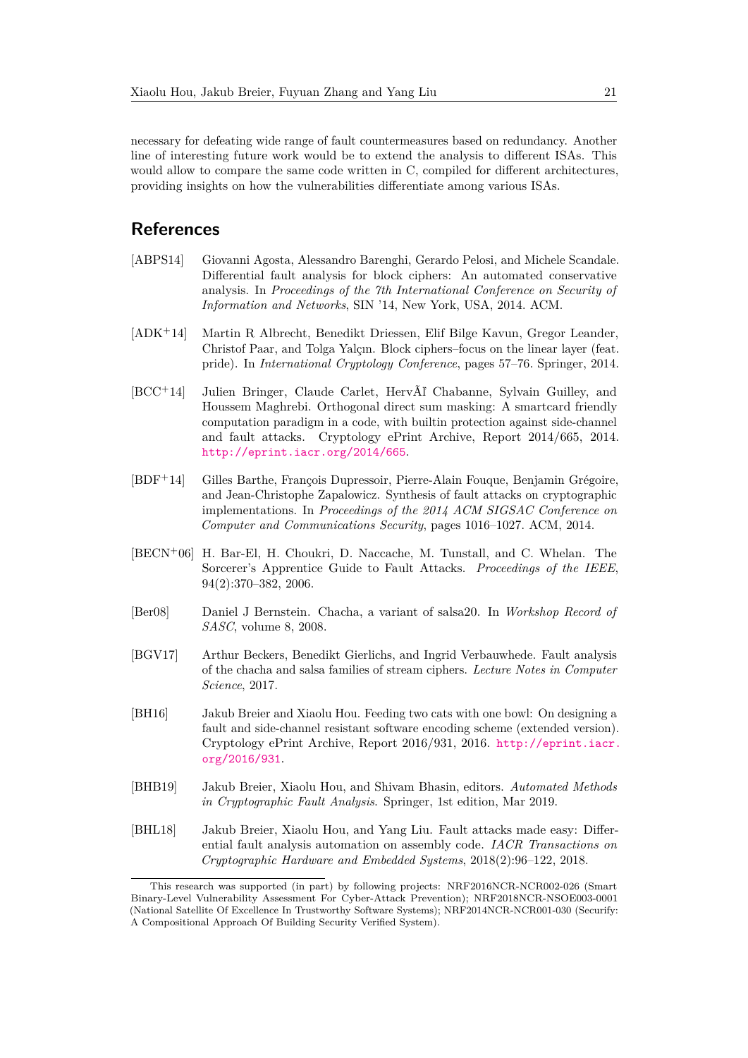necessary for defeating wide range of fault countermeasures based on redundancy. Another line of interesting future work would be to extend the analysis to different ISAs. This would allow to compare the same code written in C, compiled for different architectures, providing insights on how the vulnerabilities differentiate among various ISAs.

## References

[ABPS14] Giovanni Agosta, Alessandro Barenghi, Gerardo Pelosi, and Michele Scandale. Differential fault analysis for block ciphers: An automated conservative analysis. In *Proceedings of the 7th International Conference on Security of Information and Networks*, SIN '14, New York, USA, 2014. ACM.

[ADK+14] Martin R Albrecht, Benedikt Driessen, Elif Bilge Kavun, Gregor Leander, Christof Paar, and Tolga Yalçın. Block ciphers–focus on the linear layer (feat. pride). In *International Cryptology Conference*, pages 57–76. Springer, 2014.

[BCC+14] Julien Bringer, Claude Carlet, HervÃl Chabanne, Sylvain Guilley, and Houssem Maghrebi. Orthogonal direct sum masking: A smartcard friendly computation paradigm in a code, with builtin protection against side-channel and fault attacks. Cryptology ePrint Archive, Report 2014/665, 2014. http://eprint.iacr.org/2014/665.

[BDF+14] Gilles Barthe, François Dupressoir, Pierre-Alain Fouque, Benjamin Grégoire, and Jean-Christophe Zapalowicz. Synthesis of fault attacks on cryptographic implementations. In *Proceedings of the 2014 ACM SIGSAC Conference on Computer and Communications Security*, pages 1016–1027. ACM, 2014.

[BECN+06] H. Bar-El, H. Choukri, D. Naccache, M. Tunstall, and C. Whelan. The Sorcerer's Apprentice Guide to Fault Attacks. *Proceedings of the IEEE*, 94(2):370–382, 2006.

[Ber08] Daniel J Bernstein. Chacha, a variant of salsa20. In *Workshop Record of SASC*, volume 8, 2008.

[BGV17] Arthur Beckers, Benedikt Gierlichs, and Ingrid Verbauwhede. Fault analysis of the chacha and salsa families of stream ciphers. *Lecture Notes in Computer Science*, 2017.

[BH16] Jakub Breier and Xiaolu Hou. Feeding two cats with one bowl: On designing a fault and side-channel resistant software encoding scheme (extended version). Cryptology ePrint Archive, Report 2016/931, 2016. http://eprint.iacr.org/2016/931.

[BHB19] Jakub Breier, Xiaolu Hou, and Shivam Bhasin, editors. *Automated Methods in Cryptographic Fault Analysis*. Springer, 1st edition, Mar 2019.

[BHL18] Jakub Breier, Xiaolu Hou, and Yang Liu. Fault attacks made easy: Differential fault analysis automation on assembly code. *IACR Transactions on Cryptographic Hardware and Embedded Systems*, 2018(2):96–122, 2018.

---

This research was supported (in part) by following projects: NRF2016NCR-NCR002-026 (Smart Binary-Level Vulnerability Assessment For Cyber-Attack Prevention); NRF2018NCR-NSOE003-0001 (National Satellite Of Excellence In Trustworthy Software Systems); NRF2014NCR-NCR001-030 (Securify: A Compositional Approach Of Building Security Verified System).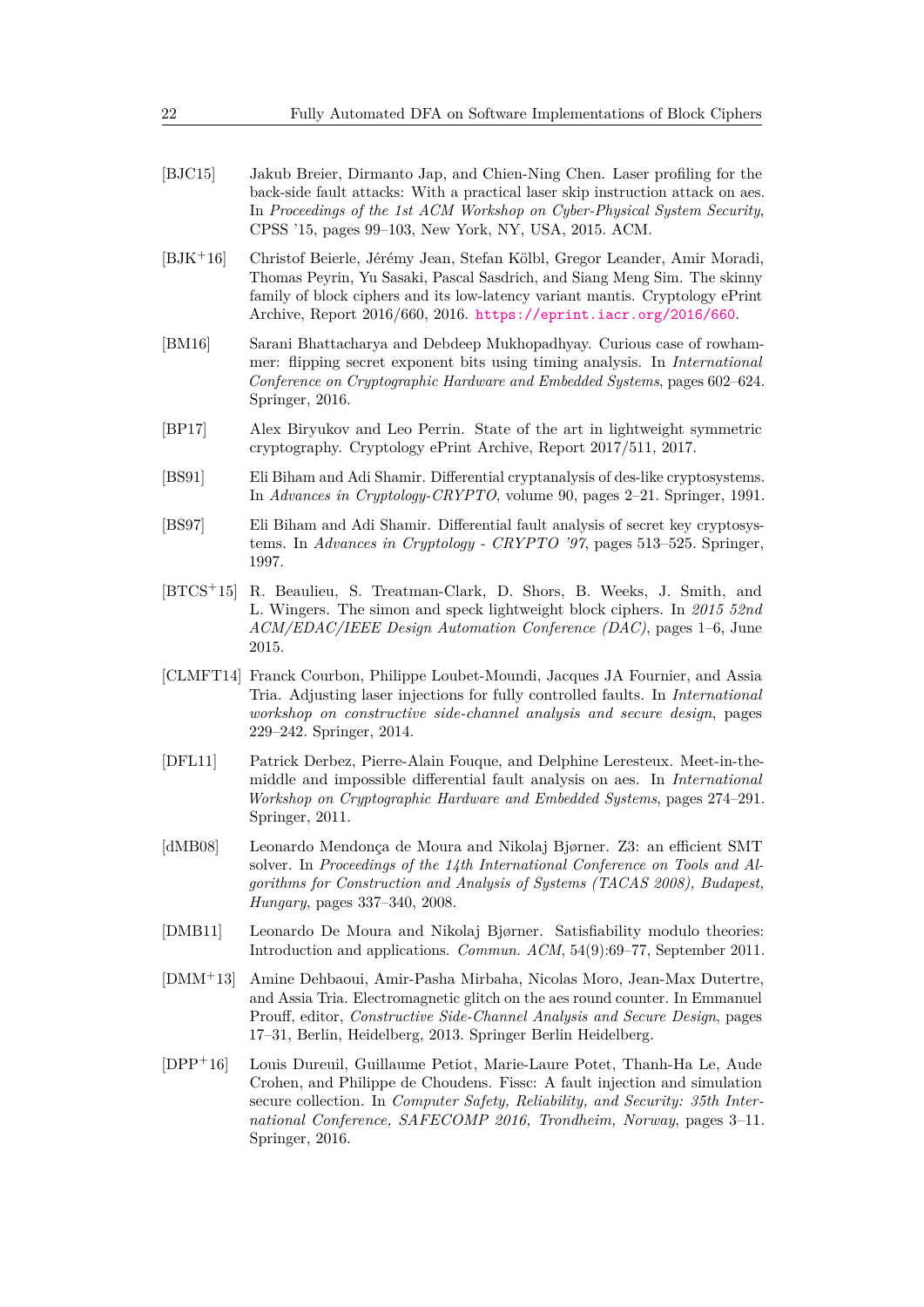[BJC15] Jakub Breier, Dirmanto Jap, and Chien-Ning Chen. Laser profiling for the back-side fault attacks: With a practical laser skip instruction attack on aes. In *Proceedings of the 1st ACM Workshop on Cyber-Physical System Security*, CPSS '15, pages 99–103, New York, NY, USA, 2015. ACM.

[BJK+16] Christof Beierle, Jérémy Jean, Stefan Kölbl, Gregor Leander, Amir Moradi, Thomas Peyrin, Yu Sasaki, Pascal Sasdrich, and Siang Meng Sim. The skinny family of block ciphers and its low-latency variant mantis. Cryptology ePrint Archive, Report 2016/660, 2016. https://eprint.iacr.org/2016/660.

[BM16] Sarani Bhattacharya and Debdeep Mukhopadhyay. Curious case of rowhammer: flipping secret exponent bits using timing analysis. In *International Conference on Cryptographic Hardware and Embedded Systems*, pages 602–624. Springer, 2016.

[BP17] Alex Biryukov and Leo Perrin. State of the art in lightweight symmetric cryptography. Cryptology ePrint Archive, Report 2017/511, 2017.

[BS91] Eli Biham and Adi Shamir. Differential cryptanalysis of des-like cryptosystems. In *Advances in Cryptology-CRYPTO*, volume 90, pages 2–21. Springer, 1991.

[BS97] Eli Biham and Adi Shamir. Differential fault analysis of secret key cryptosystems. In *Advances in Cryptology - CRYPTO '97*, pages 513–525. Springer, 1997.

[BTCS+15] R. Beaulieu, S. Treatman-Clark, D. Shors, B. Weeks, J. Smith, and L. Wingers. The simon and speck lightweight block ciphers. In *2015 52nd ACM/EDAC/IEEE Design Automation Conference (DAC)*, pages 1–6, June 2015.

[CLMFT14] Franck Courbon, Philippe Loubet-Moundi, Jacques JA Fournier, and Assia Tria. Adjusting laser injections for fully controlled faults. In *International workshop on constructive side-channel analysis and secure design*, pages 229–242. Springer, 2014.

[DFL11] Patrick Derbez, Pierre-Alain Fouque, and Delphine Leresteux. Meet-in-the-middle and impossible differential fault analysis on aes. In *International Workshop on Cryptographic Hardware and Embedded Systems*, pages 274–291. Springer, 2011.

[dMB08] Leonardo Mendonça de Moura and Nikolaj Bjørner. Z3: an efficient SMT solver. In *Proceedings of the 14th International Conference on Tools and Algorithms for Construction and Analysis of Systems (TACAS 2008), Budapest, Hungary*, pages 337–340, 2008.

[DMB11] Leonardo De Moura and Nikolaj Bjørner. Satisfiability modulo theories: Introduction and applications. *Commun. ACM*, 54(9):69–77, September 2011.

[DMM+13] Amine Dehbaoui, Amir-Pasha Mirbaha, Nicolas Moro, Jean-Max Dutertre, and Assia Tria. Electromagnetic glitch on the aes round counter. In Emmanuel Prouff, editor, *Constructive Side-Channel Analysis and Secure Design*, pages 17–31, Berlin, Heidelberg, 2013. Springer Berlin Heidelberg.

[DPP+16] Louis Dureuil, Guillaume Petiot, Marie-Laure Potet, Thanh-Ha Le, Aude Crohen, and Philippe de Choudens. Fissc: A fault injection and simulation secure collection. In *Computer Safety, Reliability, and Security: 35th International Conference, SAFECOMP 2016, Trondheim, Norway*, pages 3–11. Springer, 2016.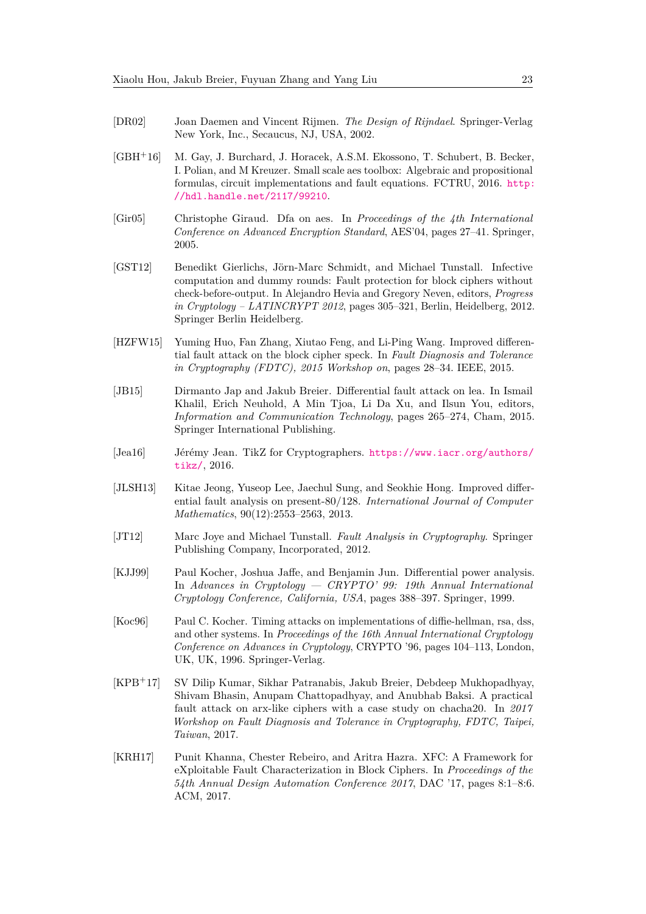[DR02] Joan Daemen and Vincent Rijmen. *The Design of Rijndael*. Springer-Verlag New York, Inc., Secaucus, NJ, USA, 2002.

[GBH+16] M. Gay, J. Burchard, J. Horacek, A.S.M. Ekossono, T. Schubert, B. Becker, I. Polian, and M Kreuzer. Small scale aes toolbox: Algebraic and propositional formulas, circuit implementations and fault equations. FCTRU, 2016. http://hdl.handle.net/2117/99210.

[Gir05] Christophe Giraud. Dfa on aes. In *Proceedings of the 4th International Conference on Advanced Encryption Standard*, AES'04, pages 27–41. Springer, 2005.

[GST12] Benedikt Gierlichs, Jörn-Marc Schmidt, and Michael Tunstall. Infective computation and dummy rounds: Fault protection for block ciphers without check-before-output. In Alejandro Hevia and Gregory Neven, editors, *Progress in Cryptology – LATINCRYPT 2012*, pages 305–321, Berlin, Heidelberg, 2012. Springer Berlin Heidelberg.

[HZFW15] Yuming Huo, Fan Zhang, Xiutao Feng, and Li-Ping Wang. Improved differential fault attack on the block cipher speck. In *Fault Diagnosis and Tolerance in Cryptography (FDTC), 2015 Workshop on*, pages 28–34. IEEE, 2015.

[JB15] Dirmanto Jap and Jakub Breier. Differential fault attack on lea. In Ismail Khalil, Erich Neuhold, A Min Tjoa, Li Da Xu, and Ilsun You, editors, *Information and Communication Technology*, pages 265–274, Cham, 2015. Springer International Publishing.

[Jea16] Jérémy Jean. TikZ for Cryptographers. https://www.iacr.org/authors/tikz/, 2016.

[JLSH13] Kitae Jeong, Yuseop Lee, Jaechul Sung, and Seokhie Hong. Improved differential fault analysis on present-80/128. *International Journal of Computer Mathematics*, 90(12):2553–2563, 2013.

[JT12] Marc Joye and Michael Tunstall. *Fault Analysis in Cryptography*. Springer Publishing Company, Incorporated, 2012.

[KJJ99] Paul Kocher, Joshua Jaffe, and Benjamin Jun. Differential power analysis. In *Advances in Cryptology — CRYPTO' 99: 19th Annual International Cryptology Conference, California, USA*, pages 388–397. Springer, 1999.

[Koc96] Paul C. Kocher. Timing attacks on implementations of diffie-hellman, rsa, dss, and other systems. In *Proceedings of the 16th Annual International Cryptology Conference on Advances in Cryptology*, CRYPTO '96, pages 104–113, London, UK, UK, 1996. Springer-Verlag.

[KPB+17] SV Dilip Kumar, Sikhar Patranabis, Jakub Breier, Debdeep Mukhopadhyay, Shivam Bhasin, Anupam Chattopadhyay, and Anubhab Baksi. A practical fault attack on arx-like ciphers with a case study on chacha20. In *2017 Workshop on Fault Diagnosis and Tolerance in Cryptography, FDTC, Taipei, Taiwan*, 2017.

[KRH17] Punit Khanna, Chester Rebeiro, and Aritra Hazra. XFC: A Framework for eXploitable Fault Characterization in Block Ciphers. In *Proceedings of the 54th Annual Design Automation Conference 2017*, DAC '17, pages 8:1–8:6. ACM, 2017.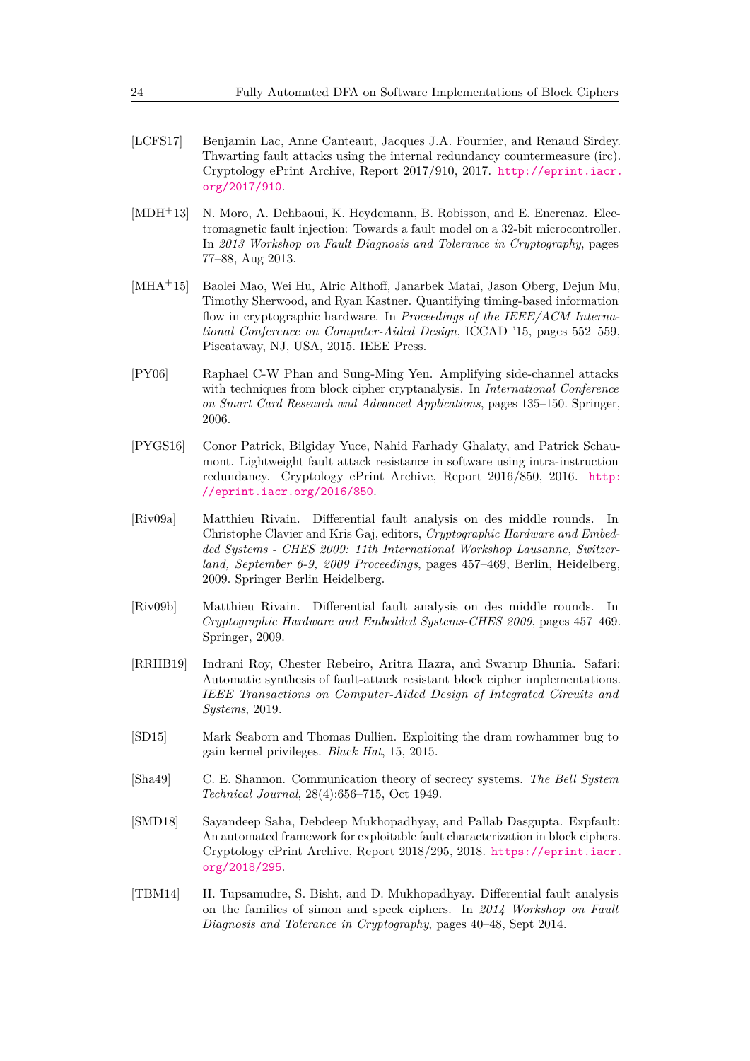[LCFS17] Benjamin Lac, Anne Canteaut, Jacques J.A. Fournier, and Renaud Sirdey. Thwarting fault attacks using the internal redundancy countermeasure (irc). Cryptology ePrint Archive, Report 2017/910, 2017. http://eprint.iacr.org/2017/910.

[MDH+13] N. Moro, A. Dehbaoui, K. Heydemann, B. Robisson, and E. Encrenaz. Electromagnetic fault injection: Towards a fault model on a 32-bit microcontroller. In *2013 Workshop on Fault Diagnosis and Tolerance in Cryptography*, pages 77–88, Aug 2013.

[MHA+15] Baolei Mao, Wei Hu, Alric Althoff, Janarbek Matai, Jason Oberg, Dejun Mu, Timothy Sherwood, and Ryan Kastner. Quantifying timing-based information flow in cryptographic hardware. In *Proceedings of the IEEE/ACM International Conference on Computer-Aided Design*, ICCAD '15, pages 552–559, Piscataway, NJ, USA, 2015. IEEE Press.

[PY06] Raphael C-W Phan and Sung-Ming Yen. Amplifying side-channel attacks with techniques from block cipher cryptanalysis. In *International Conference on Smart Card Research and Advanced Applications*, pages 135–150. Springer, 2006.

[PYGS16] Conor Patrick, Bilgiday Yuce, Nahid Farhady Ghalaty, and Patrick Schaumont. Lightweight fault attack resistance in software using intra-instruction redundancy. Cryptology ePrint Archive, Report 2016/850, 2016. http://eprint.iacr.org/2016/850.

[Riv09a] Matthieu Rivain. Differential fault analysis on des middle rounds. In Christophe Clavier and Kris Gaj, editors, *Cryptographic Hardware and Embedded Systems - CHES 2009: 11th International Workshop Lausanne, Switzerland, September 6-9, 2009 Proceedings*, pages 457–469, Berlin, Heidelberg, 2009. Springer Berlin Heidelberg.

[Riv09b] Matthieu Rivain. Differential fault analysis on des middle rounds. In *Cryptographic Hardware and Embedded Systems-CHES 2009*, pages 457–469. Springer, 2009.

[RRHB19] Indrani Roy, Chester Rebeiro, Aritra Hazra, and Swarup Bhunia. Safari: Automatic synthesis of fault-attack resistant block cipher implementations. *IEEE Transactions on Computer-Aided Design of Integrated Circuits and Systems*, 2019.

[SD15] Mark Seaborn and Thomas Dullien. Exploiting the dram rowhammer bug to gain kernel privileges. *Black Hat*, 15, 2015.

[Sha49] C. E. Shannon. Communication theory of secrecy systems. *The Bell System Technical Journal*, 28(4):656–715, Oct 1949.

[SMD18] Sayandeep Saha, Debdeep Mukhopadhyay, and Pallab Dasgupta. Expfault: An automated framework for exploitable fault characterization in block ciphers. Cryptology ePrint Archive, Report 2018/295, 2018. https://eprint.iacr.org/2018/295.

[TBM14] H. Tupsamudre, S. Bisht, and D. Mukhopadhyay. Differential fault analysis on the families of simon and speck ciphers. In *2014 Workshop on Fault Diagnosis and Tolerance in Cryptography*, pages 40–48, Sept 2014.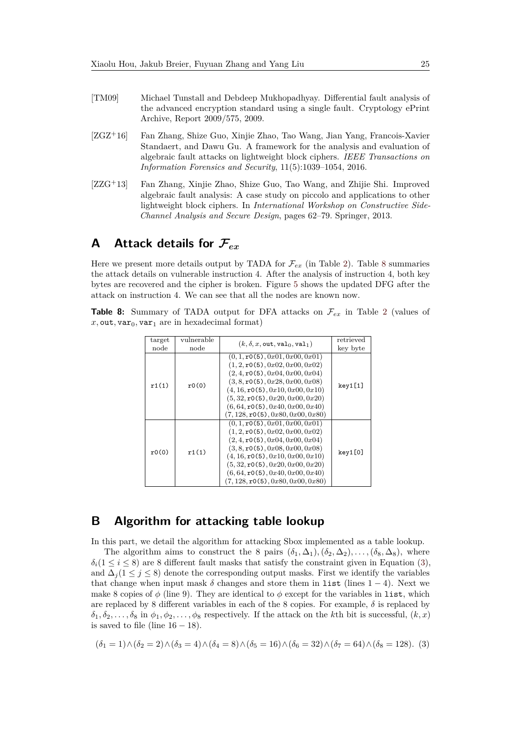[TM09] Michael Tunstall and Debdeep Mukhopadhyay. Differential fault analysis of the advanced encryption standard using a single fault. Cryptology ePrint Archive, Report 2009/575, 2009.

[ZGZ+16] Fan Zhang, Shize Guo, Xinjie Zhao, Tao Wang, Jian Yang, Francois-Xavier Standaert, and Dawu Gu. A framework for the analysis and evaluation of algebraic fault attacks on lightweight block ciphers. *IEEE Transactions on Information Forensics and Security*, 11(5):1039–1054, 2016.

[ZZG+13] Fan Zhang, Xinjie Zhao, Shize Guo, Tao Wang, and Zhijie Shi. Improved algebraic fault analysis: A case study on piccolo and applications to other lightweight block ciphers. In *International Workshop on Constructive Side-Channel Analysis and Secure Design*, pages 62–79. Springer, 2013.

# A Attack details for $\mathcal{F}_{ex}$

Here we present more details output by TADA for $\mathcal{F}_{ex}$ (in Table 2). Table 8 summaries the attack details on vulnerable instruction 4. After the analysis of instruction 4, both key bytes are recovered and the cipher is broken. Figure 5 shows the updated DFG after the attack on instruction 4. We can see that all the nodes are known now.

**Table 8:** Summary of TADA output for DFA attacks on $\mathcal{F}_{ex}$ in Table 2 (values of $x$, out, $\texttt{var}_0$, $\texttt{var}_1$ are in hexadecimal format)

| target node | vulnerable node | $(k, \delta, x, \texttt{out}, \texttt{val}_0, \texttt{val}_1)$ | retrieved key byte |
|---|---|---|---|
| r1(1) | r0(0) | $(0, 1, \texttt{r0(5)}, 0x01, 0x00, 0x01)$<br>$(1, 2, \texttt{r0(5)}, 0x02, 0x00, 0x02)$<br>$(2, 4, \texttt{r0(5)}, 0x04, 0x00, 0x04)$<br>$(3, 8, \texttt{r0(5)}, 0x28, 0x00, 0x08)$<br>$(4, 16, \texttt{r0(5)}, 0x10, 0x00, 0x10)$<br>$(5, 32, \texttt{r0(5)}, 0x20, 0x00, 0x20)$<br>$(6, 64, \texttt{r0(5)}, 0x40, 0x00, 0x40)$<br>$(7, 128, \texttt{r0(5)}, 0x80, 0x00, 0x80)$ | key1[1] |
| r0(0) | r1(1) | $(0, 1, \texttt{r0(5)}, 0x01, 0x00, 0x01)$<br>$(1, 2, \texttt{r0(5)}, 0x02, 0x00, 0x02)$<br>$(2, 4, \texttt{r0(5)}, 0x04, 0x00, 0x04)$<br>$(3, 8, \texttt{r0(5)}, 0x08, 0x00, 0x08)$<br>$(4, 16, \texttt{r0(5)}, 0x10, 0x00, 0x10)$<br>$(5, 32, \texttt{r0(5)}, 0x20, 0x00, 0x20)$<br>$(6, 64, \texttt{r0(5)}, 0x40, 0x00, 0x40)$<br>$(7, 128, \texttt{r0(5)}, 0x80, 0x00, 0x80)$ | key1[0] |

# B Algorithm for attacking table lookup

In this part, we detail the algorithm for attacking Sbox implemented as a table lookup.

The algorithm aims to construct the 8 pairs $(\delta_1, \Delta_1), (\delta_2, \Delta_2), \ldots, (\delta_8, \Delta_8)$, where $\delta_i (1 \leq i \leq 8)$ are 8 different fault masks that satisfy the constraint given in Equation (3), and $\Delta_j (1 \leq j \leq 8)$ denote the corresponding output masks. First we identify the variables that change when input mask $\delta$ changes and store them in list (lines $1-4$). Next we make 8 copies of $\phi$ (line 9). They are identical to $\phi$ except for the variables in list, which are replaced by 8 different variables in each of the 8 copies. For example, $\delta$ is replaced by $\delta_1, \delta_2, \ldots, \delta_8$ in $\phi_1, \phi_2, \ldots, \phi_8$ respectively. If the attack on the $k$th bit is successful, $(k, x)$ is saved to file (line $16-18$).

$$(\delta_1 = 1) \wedge (\delta_2 = 2) \wedge (\delta_3 = 4) \wedge (\delta_4 = 8) \wedge (\delta_5 = 16) \wedge (\delta_6 = 32) \wedge (\delta_7 = 64) \wedge (\delta_8 = 128). \quad (3)$$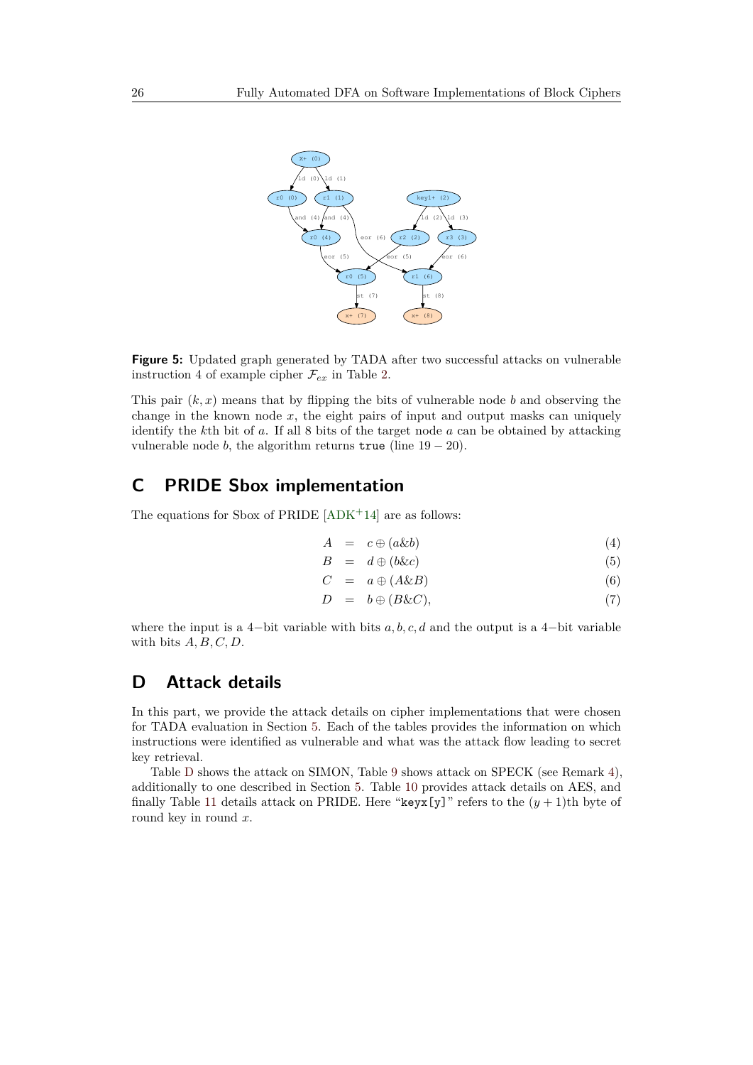**Figure 5:** Updated graph generated by TADA after two successful attacks on vulnerable instruction 4 of example cipher $\mathcal{F}_{ex}$ in Table 2.

This pair $(k, x)$ means that by flipping the bits of vulnerable node $b$ and observing the change in the known node $x$, the eight pairs of input and output masks can uniquely identify the $k$th bit of $a$. If all 8 bits of the target node $a$ can be obtained by attacking vulnerable node $b$, the algorithm returns `true` (line $19-20$).

## C PRIDE Sbox implementation

The equations for Sbox of PRIDE [ADK+14] are as follows:

$$
\begin{aligned}
A &= c \oplus (a \& b) \qquad (4)\\
B &= d \oplus (b \& c) \qquad (5)\\
C &= a \oplus (A \& B) \qquad (6)\\
D &= b \oplus (B \& C), \qquad (7)
\end{aligned}
$$

where the input is a $4-$bit variable with bits $a, b, c, d$ and the output is a $4-$bit variable with bits $A, B, C, D$.

## D Attack details

In this part, we provide the attack details on cipher implementations that were chosen for TADA evaluation in Section 5. Each of the tables provides the information on which instructions were identified as vulnerable and what was the attack flow leading to secret key retrieval.

Table D shows the attack on SIMON, Table 9 shows attack on SPECK (see Remark 4), additionally to one described in Section 5. Table 10 provides attack details on AES, and finally Table 11 details attack on PRIDE. Here "`keyx[y]`" refers to the $(y+1)$th byte of round key in round $x$.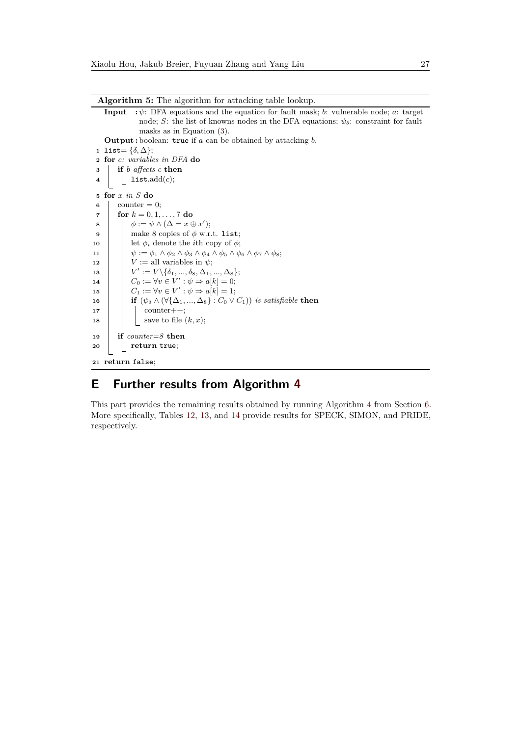**Algorithm 5:** The algorithm for attacking table lookup.

**Input** : $\psi$: DFA equations and the equation for fault mask; $b$: vulnerable node; $a$: target node; $S$: the list of knowns nodes in the DFA equations; $\psi_\delta$: constraint for fault masks as in Equation (3).

**Output :** boolean: `true` if $a$ can be obtained by attacking $b$.

```
1  list= {δ, Δ};
2  for c: variables in DFA do
3      if b affects c then
4          list.add(c);
5  for x in S do
6      counter = 0;
7      for k = 0, 1, ..., 7 do
8          φ := ψ ∧ (Δ = x ⊕ x');
9          make 8 copies of φ w.r.t. list;
10         let φ_i denote the ith copy of φ;
11         ψ := φ_1 ∧ φ_2 ∧ φ_3 ∧ φ_4 ∧ φ_5 ∧ φ_6 ∧ φ_7 ∧ φ_8;
12         V := all variables in ψ;
13         V' := V\{δ_1, ..., δ_8, Δ_1, ..., Δ_8};
14         C_0 := ∀v ∈ V' : ψ ⇒ a[k] = 0;
15         C_1 := ∀v ∈ V' : ψ ⇒ a[k] = 1;
16         if (ψ_δ ∧ (∀{Δ_1, ..., Δ_8} : C_0 ∨ C_1)) is satisfiable then
17             counter++;
18             save to file (k, x);
19     if counter=8 then
20         return true;
21 return false;
```

## E Further results from Algorithm 4

This part provides the remaining results obtained by running Algorithm 4 from Section 6. More specifically, Tables 12, 13, and 14 provide results for SPECK, SIMON, and PRIDE, respectively.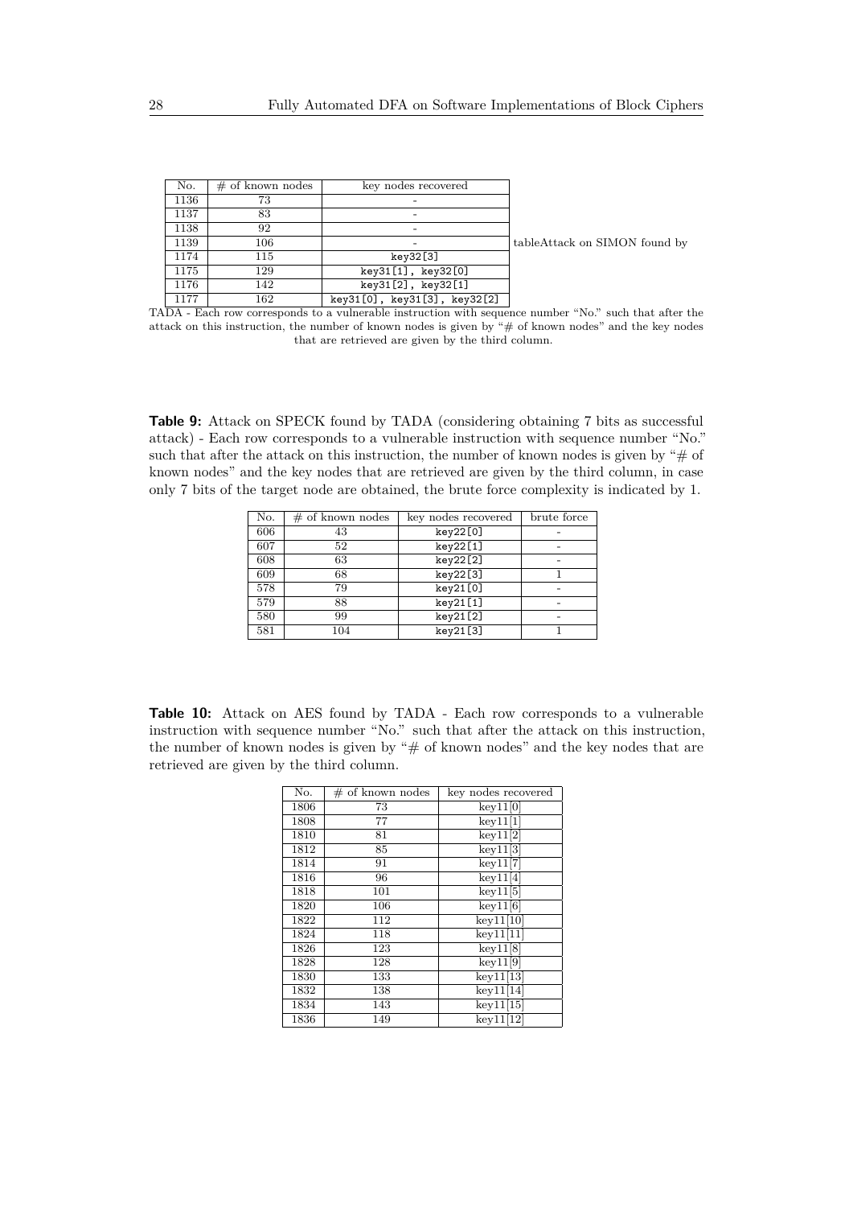| No. | # of known nodes | key nodes recovered |
|---|---|---|
| 1136 | 73 | - |
| 1137 | 83 | - |
| 1138 | 92 | - |
| 1139 | 106 | - |
| 1174 | 115 | key32[3] |
| 1175 | 129 | key31[1], key32[0] |
| 1176 | 142 | key31[2], key32[1] |
| 1177 | 162 | key31[0], key31[3], key32[2] |

tableAttack on SIMON found by TADA - Each row corresponds to a vulnerable instruction with sequence number "No." such that after the attack on this instruction, the number of known nodes is given by "# of known nodes" and the key nodes that are retrieved are given by the third column.

**Table 9:** Attack on SPECK found by TADA (considering obtaining 7 bits as successful attack) - Each row corresponds to a vulnerable instruction with sequence number "No." such that after the attack on this instruction, the number of known nodes is given by "# of known nodes" and the key nodes that are retrieved are given by the third column, in case only 7 bits of the target node are obtained, the brute force complexity is indicated by 1.

| No. | # of known nodes | key nodes recovered | brute force |
|---|---|---|---|
| 606 | 43 | key22[0] | - |
| 607 | 52 | key22[1] | - |
| 608 | 63 | key22[2] | - |
| 609 | 68 | key22[3] | 1 |
| 578 | 79 | key21[0] | - |
| 579 | 88 | key21[1] | - |
| 580 | 99 | key21[2] | - |
| 581 | 104 | key21[3] | 1 |

**Table 10:** Attack on AES found by TADA - Each row corresponds to a vulnerable instruction with sequence number "No." such that after the attack on this instruction, the number of known nodes is given by "# of known nodes" and the key nodes that are retrieved are given by the third column.

| No. | # of known nodes | key nodes recovered |
|---|---|---|
| 1806 | 73 | key11[0] |
| 1808 | 77 | key11[1] |
| 1810 | 81 | key11[2] |
| 1812 | 85 | key11[3] |
| 1814 | 91 | key11[7] |
| 1816 | 96 | key11[4] |
| 1818 | 101 | key11[5] |
| 1820 | 106 | key11[6] |
| 1822 | 112 | key11[10] |
| 1824 | 118 | key11[11] |
| 1826 | 123 | key11[8] |
| 1828 | 128 | key11[9] |
| 1830 | 133 | key11[13] |
| 1832 | 138 | key11[14] |
| 1834 | 143 | key11[15] |
| 1836 | 149 | key11[12] |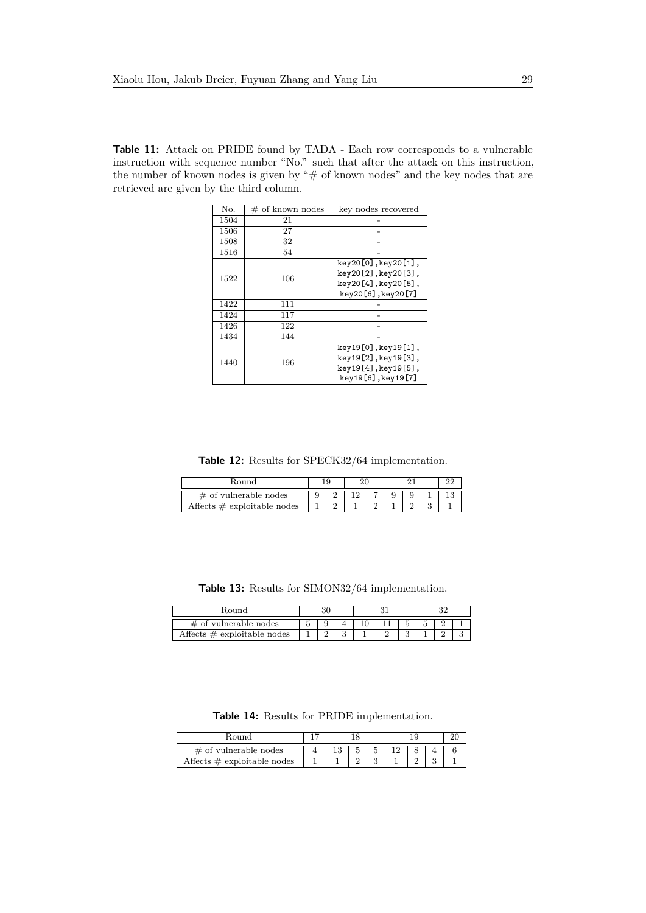**Table 11:** Attack on PRIDE found by TADA - Each row corresponds to a vulnerable instruction with sequence number "No." such that after the attack on this instruction, the number of known nodes is given by "# of known nodes" and the key nodes that are retrieved are given by the third column.

| No. | # of known nodes | key nodes recovered |
|---|---|---|
| 1504 | 21 | - |
| 1506 | 27 | - |
| 1508 | 32 | - |
| 1516 | 54 | - |
| 1522 | 106 | `key20[0],key20[1], key20[2],key20[3], key20[4],key20[5], key20[6],key20[7]` |
| 1422 | 111 | - |
| 1424 | 117 | - |
| 1426 | 122 | - |
| 1434 | 144 | - |
| 1440 | 196 | `key19[0],key19[1], key19[2],key19[3], key19[4],key19[5], key19[6],key19[7]` |

**Table 12:** Results for SPECK32/64 implementation.

| Round | 19 | | 20 | | 21 | | | 22 |
|---|---|---|---|---|---|---|---|---|
| # of vulnerable nodes | 9 | 2 | 12 | 7 | 9 | 9 | 1 | 13 |
| Affects # exploitable nodes | 1 | 2 | 1 | 2 | 1 | 2 | 3 | 1 |

**Table 13:** Results for SIMON32/64 implementation.

| Round | 30 | | | 31 | | | 32 | | |
|---|---|---|---|---|---|---|---|---|---|
| # of vulnerable nodes | 5 | 9 | 4 | 10 | 11 | 5 | 5 | 2 | 1 |
| Affects # exploitable nodes | 1 | 2 | 3 | 1 | 2 | 3 | 1 | 2 | 3 |

**Table 14:** Results for PRIDE implementation.

| Round | 17 | 18 | | | 19 | | | 20 |
|---|---|---|---|---|---|---|---|---|
| # of vulnerable nodes | 4 | 13 | 5 | 5 | 12 | 8 | 4 | 6 |
| Affects # exploitable nodes | 1 | 1 | 2 | 3 | 1 | 2 | 3 | 1 |